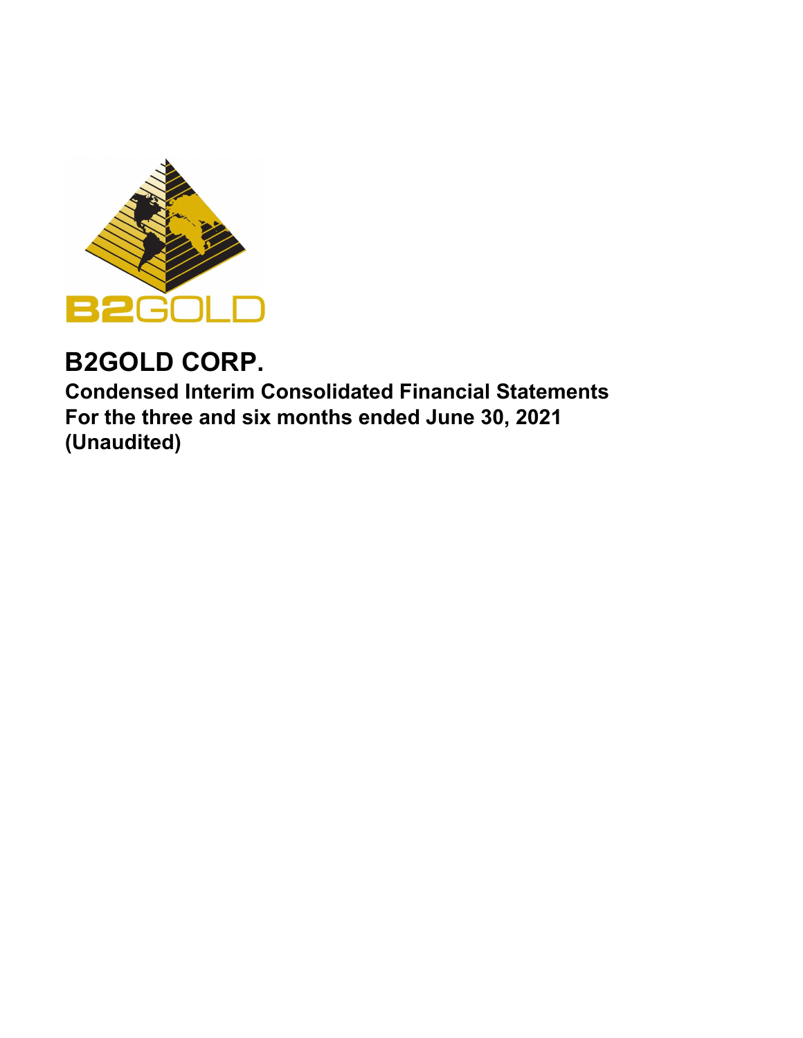# B2GOLD CORP.

**Condensed Interim Consolidated Financial Statements**
**For the three and six months ended June 30, 2021**
**(Unaudited)**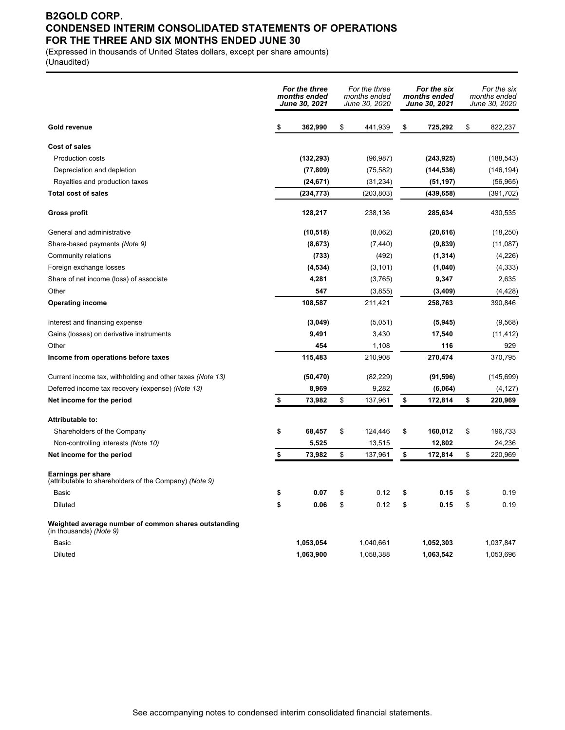# B2GOLD CORP.
# CONDENSED INTERIM CONSOLIDATED STATEMENTS OF OPERATIONS
# FOR THE THREE AND SIX MONTHS ENDED JUNE 30

(Expressed in thousands of United States dollars, except per share amounts)
(Unaudited)

| | ***For the three months ended June 30, 2021*** | *For the three months ended June 30, 2020* | ***For the six months ended June 30, 2021*** | *For the six months ended June 30, 2020* |
|---|---|---|---|---|
| **Gold revenue** | **$ 362,990** | $ 441,939 | **$ 725,292** | $ 822,237 |
| **Cost of sales** | | | | |
| Production costs | **(132,293)** | (96,987) | **(243,925)** | (188,543) |
| Depreciation and depletion | **(77,809)** | (75,582) | **(144,536)** | (146,194) |
| Royalties and production taxes | **(24,671)** | (31,234) | **(51,197)** | (56,965) |
| **Total cost of sales** | **(234,773)** | (203,803) | **(439,658)** | (391,702) |
| **Gross profit** | **128,217** | 238,136 | **285,634** | 430,535 |
| General and administrative | **(10,518)** | (8,062) | **(20,616)** | (18,250) |
| Share-based payments *(Note 9)* | **(8,673)** | (7,440) | **(9,839)** | (11,087) |
| Community relations | **(733)** | (492) | **(1,314)** | (4,226) |
| Foreign exchange losses | **(4,534)** | (3,101) | **(1,040)** | (4,333) |
| Share of net income (loss) of associate | **4,281** | (3,765) | **9,347** | 2,635 |
| Other | **547** | (3,855) | **(3,409)** | (4,428) |
| **Operating income** | **108,587** | 211,421 | **258,763** | 390,846 |
| Interest and financing expense | **(3,049)** | (5,051) | **(5,945)** | (9,568) |
| Gains (losses) on derivative instruments | **9,491** | 3,430 | **17,540** | (11,412) |
| Other | **454** | 1,108 | **116** | 929 |
| **Income from operations before taxes** | **115,483** | 210,908 | **270,474** | 370,795 |
| Current income tax, withholding and other taxes *(Note 13)* | **(50,470)** | (82,229) | **(91,596)** | (145,699) |
| Deferred income tax recovery (expense) *(Note 13)* | **8,969** | 9,282 | **(6,064)** | (4,127) |
| **Net income for the period** | **$ 73,982** | $ 137,961 | **$ 172,814** | **$ 220,969** |
| **Attributable to:** | | | | |
| Shareholders of the Company | **$ 68,457** | $ 124,446 | **$ 160,012** | $ 196,733 |
| Non-controlling interests *(Note 10)* | **5,525** | 13,515 | **12,802** | 24,236 |
| **Net income for the period** | **$ 73,982** | $ 137,961 | **$ 172,814** | $ 220,969 |
| **Earnings per share** (attributable to shareholders of the Company) *(Note 9)* | | | | |
| Basic | **$ 0.07** | $ 0.12 | **$ 0.15** | $ 0.19 |
| Diluted | **$ 0.06** | $ 0.12 | **$ 0.15** | $ 0.19 |
| **Weighted average number of common shares outstanding** (in thousands) *(Note 9)* | | | | |
| Basic | **1,053,054** | 1,040,661 | **1,052,303** | 1,037,847 |
| Diluted | **1,063,900** | 1,058,388 | **1,063,542** | 1,053,696 |

See accompanying notes to condensed interim consolidated financial statements.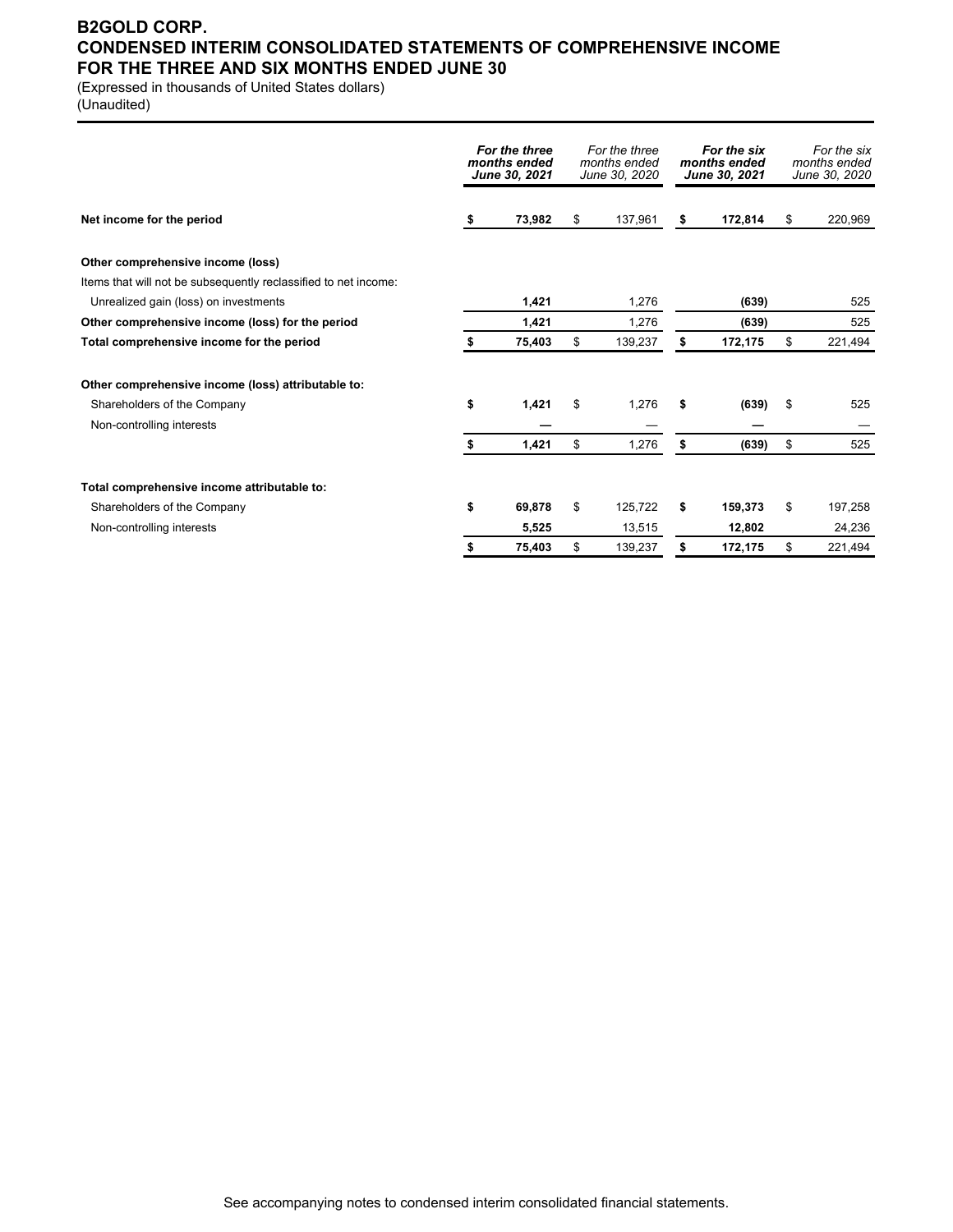# B2GOLD CORP.
## CONDENSED INTERIM CONSOLIDATED STATEMENTS OF COMPREHENSIVE INCOME
## FOR THE THREE AND SIX MONTHS ENDED JUNE 30

(Expressed in thousands of United States dollars)
(Unaudited)

| | ***For the three months ended June 30, 2021*** | *For the three months ended June 30, 2020* | ***For the six months ended June 30, 2021*** | *For the six months ended June 30, 2020* |
|---|---|---|---|---|
| **Net income for the period** | **$ 73,982** | $ 137,961 | **$ 172,814** | $ 220,969 |
| | | | | |
| **Other comprehensive income (loss)** | | | | |
| Items that will not be subsequently reclassified to net income: | | | | |
| Unrealized gain (loss) on investments | **1,421** | 1,276 | **(639)** | 525 |
| **Other comprehensive income (loss) for the period** | **1,421** | 1,276 | **(639)** | 525 |
| **Total comprehensive income for the period** | **$ 75,403** | $ 139,237 | **$ 172,175** | $ 221,494 |
| | | | | |
| **Other comprehensive income (loss) attributable to:** | | | | |
| Shareholders of the Company | **$ 1,421** | $ 1,276 | **$ (639)** | $ 525 |
| Non-controlling interests | **—** | — | **—** | — |
| | **$ 1,421** | $ 1,276 | **$ (639)** | $ 525 |
| | | | | |
| **Total comprehensive income attributable to:** | | | | |
| Shareholders of the Company | **$ 69,878** | $ 125,722 | **$ 159,373** | $ 197,258 |
| Non-controlling interests | **5,525** | 13,515 | **12,802** | 24,236 |
| | **$ 75,403** | $ 139,237 | **$ 172,175** | $ 221,494 |

See accompanying notes to condensed interim consolidated financial statements.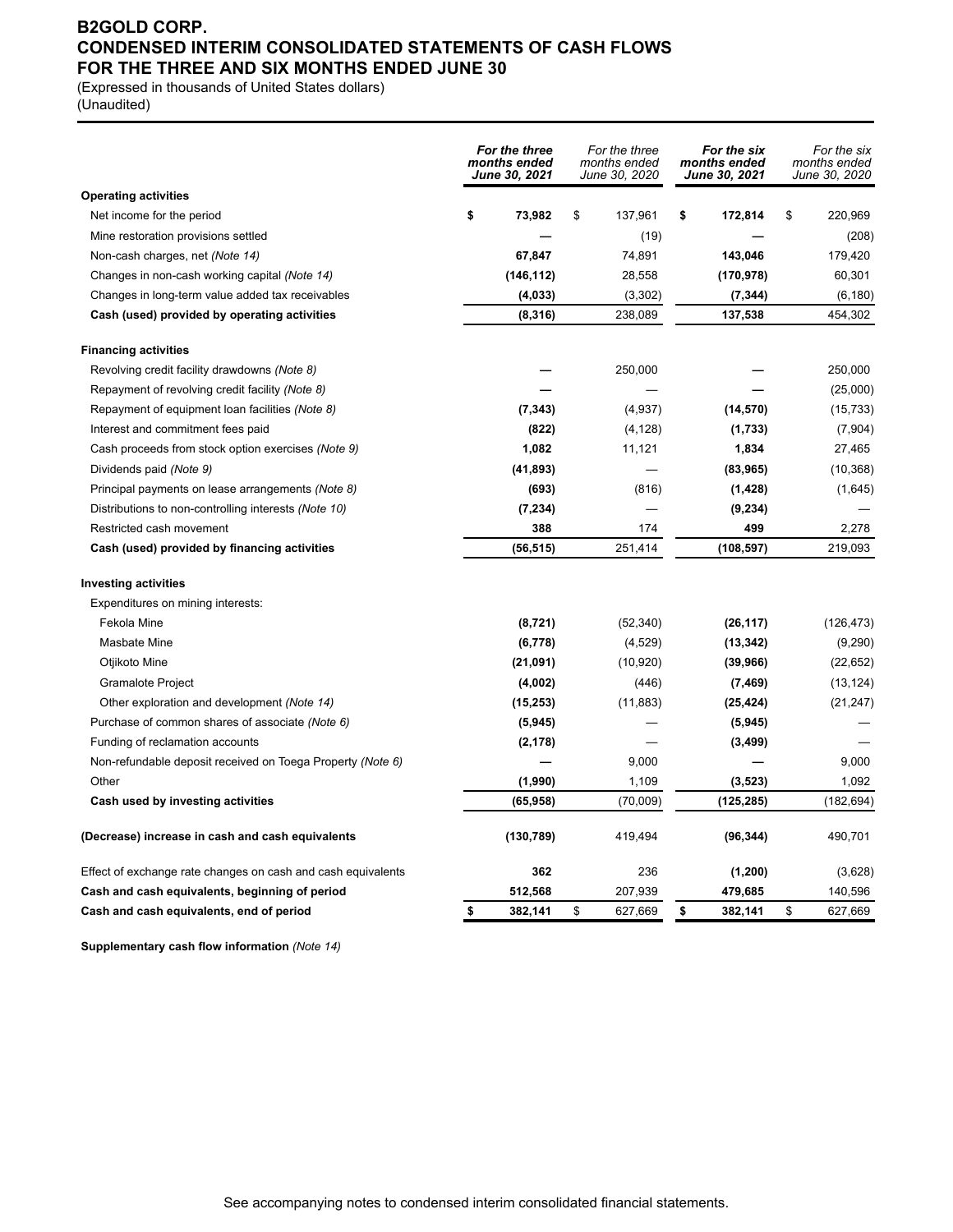# B2GOLD CORP.
# CONDENSED INTERIM CONSOLIDATED STATEMENTS OF CASH FLOWS
# FOR THE THREE AND SIX MONTHS ENDED JUNE 30

(Expressed in thousands of United States dollars)
(Unaudited)

| | ***For the three months ended June 30, 2021*** | *For the three months ended June 30, 2020* | ***For the six months ended June 30, 2021*** | *For the six months ended June 30, 2020* |
|---|---|---|---|---|
| **Operating activities** | | | | |
| Net income for the period | **$ 73,982** | $ 137,961 | **$ 172,814** | $ 220,969 |
| Mine restoration provisions settled | **—** | (19) | **—** | (208) |
| Non-cash charges, net *(Note 14)* | **67,847** | 74,891 | **143,046** | 179,420 |
| Changes in non-cash working capital *(Note 14)* | **(146,112)** | 28,558 | **(170,978)** | 60,301 |
| Changes in long-term value added tax receivables | **(4,033)** | (3,302) | **(7,344)** | (6,180) |
| **Cash (used) provided by operating activities** | **(8,316)** | 238,089 | **137,538** | 454,302 |
| **Financing activities** | | | | |
| Revolving credit facility drawdowns *(Note 8)* | **—** | 250,000 | **—** | 250,000 |
| Repayment of revolving credit facility *(Note 8)* | **—** | — | **—** | (25,000) |
| Repayment of equipment loan facilities *(Note 8)* | **(7,343)** | (4,937) | **(14,570)** | (15,733) |
| Interest and commitment fees paid | **(822)** | (4,128) | **(1,733)** | (7,904) |
| Cash proceeds from stock option exercises *(Note 9)* | **1,082** | 11,121 | **1,834** | 27,465 |
| Dividends paid *(Note 9)* | **(41,893)** | — | **(83,965)** | (10,368) |
| Principal payments on lease arrangements *(Note 8)* | **(693)** | (816) | **(1,428)** | (1,645) |
| Distributions to non-controlling interests *(Note 10)* | **(7,234)** | — | **(9,234)** | — |
| Restricted cash movement | **388** | 174 | **499** | 2,278 |
| **Cash (used) provided by financing activities** | **(56,515)** | 251,414 | **(108,597)** | 219,093 |
| **Investing activities** | | | | |
| Expenditures on mining interests: | | | | |
| Fekola Mine | **(8,721)** | (52,340) | **(26,117)** | (126,473) |
| Masbate Mine | **(6,778)** | (4,529) | **(13,342)** | (9,290) |
| Otjikoto Mine | **(21,091)** | (10,920) | **(39,966)** | (22,652) |
| Gramalote Project | **(4,002)** | (446) | **(7,469)** | (13,124) |
| Other exploration and development *(Note 14)* | **(15,253)** | (11,883) | **(25,424)** | (21,247) |
| Purchase of common shares of associate *(Note 6)* | **(5,945)** | — | **(5,945)** | — |
| Funding of reclamation accounts | **(2,178)** | — | **(3,499)** | — |
| Non-refundable deposit received on Toega Property *(Note 6)* | **—** | 9,000 | **—** | 9,000 |
| Other | **(1,990)** | 1,109 | **(3,523)** | 1,092 |
| **Cash used by investing activities** | **(65,958)** | (70,009) | **(125,285)** | (182,694) |
| **(Decrease) increase in cash and cash equivalents** | **(130,789)** | 419,494 | **(96,344)** | 490,701 |
| Effect of exchange rate changes on cash and cash equivalents | **362** | 236 | **(1,200)** | (3,628) |
| **Cash and cash equivalents, beginning of period** | **512,568** | 207,939 | **479,685** | 140,596 |
| **Cash and cash equivalents, end of period** | **$ 382,141** | $ 627,669 | **$ 382,141** | $ 627,669 |

**Supplementary cash flow information** *(Note 14)*

See accompanying notes to condensed interim consolidated financial statements.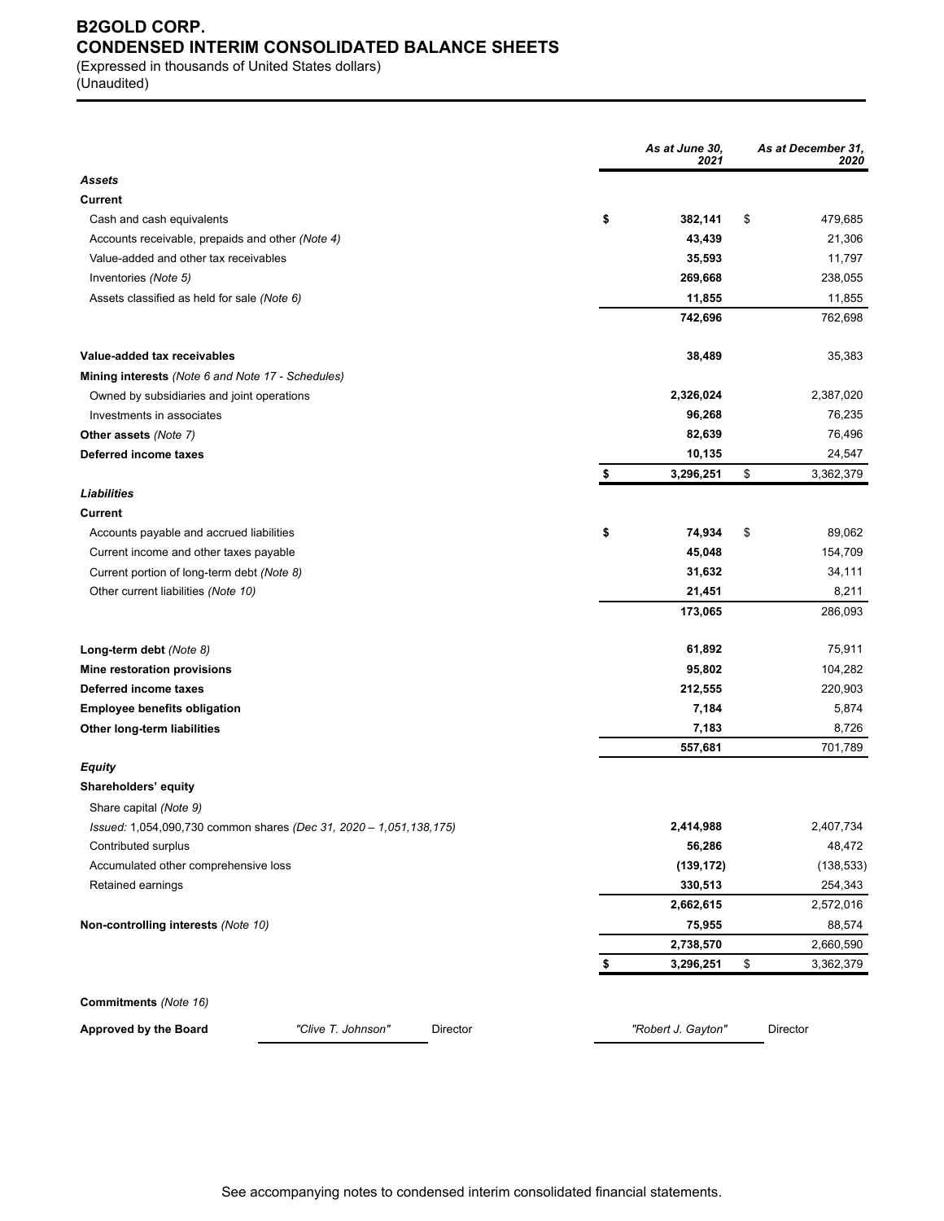# B2GOLD CORP.
## CONDENSED INTERIM CONSOLIDATED BALANCE SHEETS

(Expressed in thousands of United States dollars)
(Unaudited)

| | | *As at June 30, 2021* | | *As at December 31, 2020* |
|---|---|---|---|---|
| ***Assets*** | | | | |
| **Current** | | | | |
| Cash and cash equivalents | **$** | **382,141** | $ | 479,685 |
| Accounts receivable, prepaids and other *(Note 4)* | | **43,439** | | 21,306 |
| Value-added and other tax receivables | | **35,593** | | 11,797 |
| Inventories *(Note 5)* | | **269,668** | | 238,055 |
| Assets classified as held for sale *(Note 6)* | | **11,855** | | 11,855 |
| | | **742,696** | | 762,698 |
| **Value-added tax receivables** | | **38,489** | | 35,383 |
| **Mining interests** *(Note 6 and Note 17 - Schedules)* | | | | |
| Owned by subsidiaries and joint operations | | **2,326,024** | | 2,387,020 |
| Investments in associates | | **96,268** | | 76,235 |
| **Other assets** *(Note 7)* | | **82,639** | | 76,496 |
| **Deferred income taxes** | | **10,135** | | 24,547 |
| | **$** | **3,296,251** | $ | 3,362,379 |
| ***Liabilities*** | | | | |
| **Current** | | | | |
| Accounts payable and accrued liabilities | **$** | **74,934** | $ | 89,062 |
| Current income and other taxes payable | | **45,048** | | 154,709 |
| Current portion of long-term debt *(Note 8)* | | **31,632** | | 34,111 |
| Other current liabilities *(Note 10)* | | **21,451** | | 8,211 |
| | | **173,065** | | 286,093 |
| **Long-term debt** *(Note 8)* | | **61,892** | | 75,911 |
| **Mine restoration provisions** | | **95,802** | | 104,282 |
| **Deferred income taxes** | | **212,555** | | 220,903 |
| **Employee benefits obligation** | | **7,184** | | 5,874 |
| **Other long-term liabilities** | | **7,183** | | 8,726 |
| | | **557,681** | | 701,789 |
| ***Equity*** | | | | |
| **Shareholders' equity** | | | | |
| Share capital *(Note 9)* | | | | |
| *Issued:* 1,054,090,730 common shares *(Dec 31, 2020 – 1,051,138,175)* | | **2,414,988** | | 2,407,734 |
| Contributed surplus | | **56,286** | | 48,472 |
| Accumulated other comprehensive loss | | **(139,172)** | | (138,533) |
| Retained earnings | | **330,513** | | 254,343 |
| | | **2,662,615** | | 2,572,016 |
| **Non-controlling interests** *(Note 10)* | | **75,955** | | 88,574 |
| | | **2,738,570** | | 2,660,590 |
| | **$** | **3,296,251** | $ | 3,362,379 |

**Commitments** *(Note 16)*

**Approved by the Board** *"Clive T. Johnson"* Director *"Robert J. Gayton"* Director

See accompanying notes to condensed interim consolidated financial statements.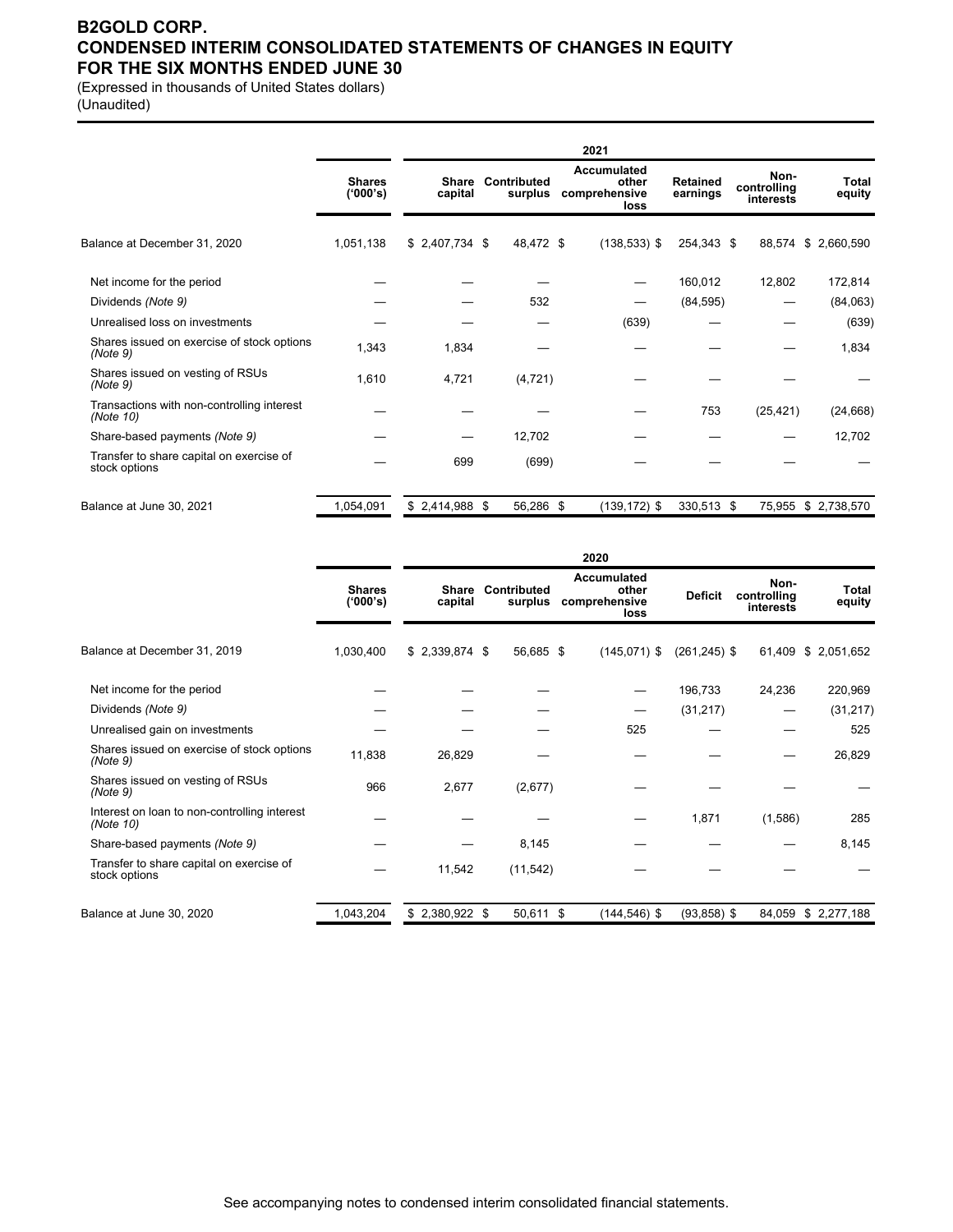# B2GOLD CORP.
# CONDENSED INTERIM CONSOLIDATED STATEMENTS OF CHANGES IN EQUITY
# FOR THE SIX MONTHS ENDED JUNE 30

(Expressed in thousands of United States dollars)
(Unaudited)

| | 2021 | | | | | | |
|---|---|---|---|---|---|---|---|
| | Shares ('000's) | Share capital | Contributed surplus | Accumulated other comprehensive loss | Retained earnings | Non-controlling interests | Total equity |
| Balance at December 31, 2020 | 1,051,138 | $ 2,407,734 | $ 48,472 | $ (138,533) | $ 254,343 | $ 88,574 | $ 2,660,590 |
| Net income for the period | — | — | — | — | 160,012 | 12,802 | 172,814 |
| Dividends *(Note 9)* | — | — | 532 | — | (84,595) | — | (84,063) |
| Unrealised loss on investments | — | — | — | (639) | — | — | (639) |
| Shares issued on exercise of stock options *(Note 9)* | 1,343 | 1,834 | — | — | — | — | 1,834 |
| Shares issued on vesting of RSUs *(Note 9)* | 1,610 | 4,721 | (4,721) | — | — | — | — |
| Transactions with non-controlling interest *(Note 10)* | — | — | — | — | 753 | (25,421) | (24,668) |
| Share-based payments *(Note 9)* | — | — | 12,702 | — | — | — | 12,702 |
| Transfer to share capital on exercise of stock options | — | 699 | (699) | — | — | — | — |
| Balance at June 30, 2021 | 1,054,091 | $ 2,414,988 | $ 56,286 | $ (139,172) | $ 330,513 | $ 75,955 | $ 2,738,570 |

| | 2020 | | | | | | |
|---|---|---|---|---|---|---|---|
| | Shares ('000's) | Share capital | Contributed surplus | Accumulated other comprehensive loss | Deficit | Non-controlling interests | Total equity |
| Balance at December 31, 2019 | 1,030,400 | $ 2,339,874 | $ 56,685 | $ (145,071) | $ (261,245) | $ 61,409 | $ 2,051,652 |
| Net income for the period | — | — | — | — | 196,733 | 24,236 | 220,969 |
| Dividends *(Note 9)* | — | — | — | — | (31,217) | — | (31,217) |
| Unrealised gain on investments | — | — | — | 525 | — | — | 525 |
| Shares issued on exercise of stock options *(Note 9)* | 11,838 | 26,829 | — | — | — | — | 26,829 |
| Shares issued on vesting of RSUs *(Note 9)* | 966 | 2,677 | (2,677) | — | — | — | — |
| Interest on loan to non-controlling interest *(Note 10)* | — | — | — | — | 1,871 | (1,586) | 285 |
| Share-based payments *(Note 9)* | — | — | 8,145 | — | — | — | 8,145 |
| Transfer to share capital on exercise of stock options | — | 11,542 | (11,542) | — | — | — | — |
| Balance at June 30, 2020 | 1,043,204 | $ 2,380,922 | $ 50,611 | $ (144,546) | $ (93,858) | $ 84,059 | $ 2,277,188 |

See accompanying notes to condensed interim consolidated financial statements.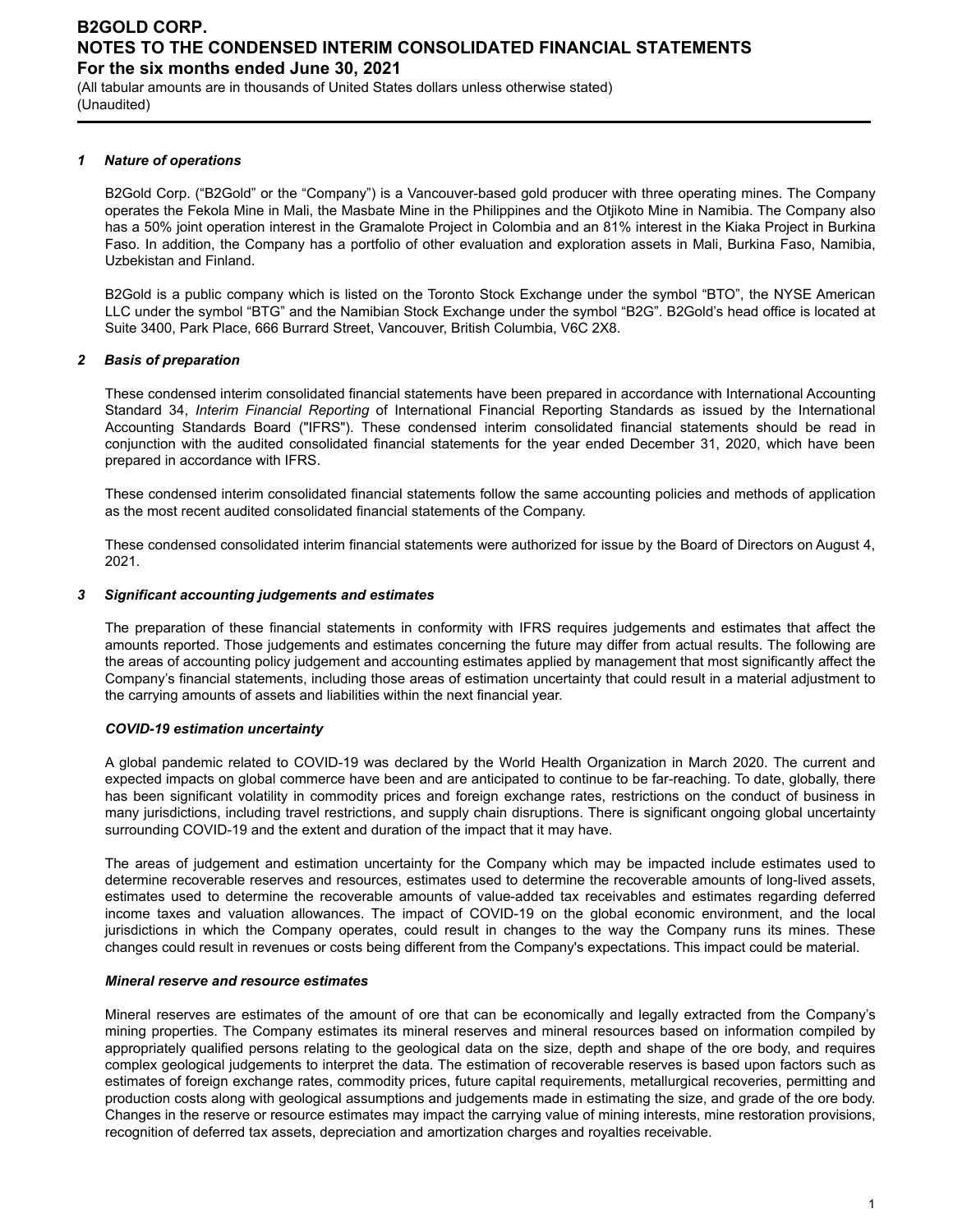## 1 *Nature of operations*

B2Gold Corp. ("B2Gold" or the "Company") is a Vancouver-based gold producer with three operating mines. The Company operates the Fekola Mine in Mali, the Masbate Mine in the Philippines and the Otjikoto Mine in Namibia. The Company also has a 50% joint operation interest in the Gramalote Project in Colombia and an 81% interest in the Kiaka Project in Burkina Faso. In addition, the Company has a portfolio of other evaluation and exploration assets in Mali, Burkina Faso, Namibia, Uzbekistan and Finland.

B2Gold is a public company which is listed on the Toronto Stock Exchange under the symbol "BTO", the NYSE American LLC under the symbol "BTG" and the Namibian Stock Exchange under the symbol "B2G". B2Gold's head office is located at Suite 3400, Park Place, 666 Burrard Street, Vancouver, British Columbia, V6C 2X8.

## 2 *Basis of preparation*

These condensed interim consolidated financial statements have been prepared in accordance with International Accounting Standard 34, *Interim Financial Reporting* of International Financial Reporting Standards as issued by the International Accounting Standards Board ("IFRS"). These condensed interim consolidated financial statements should be read in conjunction with the audited consolidated financial statements for the year ended December 31, 2020, which have been prepared in accordance with IFRS.

These condensed interim consolidated financial statements follow the same accounting policies and methods of application as the most recent audited consolidated financial statements of the Company.

These condensed consolidated interim financial statements were authorized for issue by the Board of Directors on August 4, 2021.

## 3 *Significant accounting judgements and estimates*

The preparation of these financial statements in conformity with IFRS requires judgements and estimates that affect the amounts reported. Those judgements and estimates concerning the future may differ from actual results. The following are the areas of accounting policy judgement and accounting estimates applied by management that most significantly affect the Company's financial statements, including those areas of estimation uncertainty that could result in a material adjustment to the carrying amounts of assets and liabilities within the next financial year.

### *COVID-19 estimation uncertainty*

A global pandemic related to COVID-19 was declared by the World Health Organization in March 2020. The current and expected impacts on global commerce have been and are anticipated to continue to be far-reaching. To date, globally, there has been significant volatility in commodity prices and foreign exchange rates, restrictions on the conduct of business in many jurisdictions, including travel restrictions, and supply chain disruptions. There is significant ongoing global uncertainty surrounding COVID-19 and the extent and duration of the impact that it may have.

The areas of judgement and estimation uncertainty for the Company which may be impacted include estimates used to determine recoverable reserves and resources, estimates used to determine the recoverable amounts of long-lived assets, estimates used to determine the recoverable amounts of value-added tax receivables and estimates regarding deferred income taxes and valuation allowances. The impact of COVID-19 on the global economic environment, and the local jurisdictions in which the Company operates, could result in changes to the way the Company runs its mines. These changes could result in revenues or costs being different from the Company's expectations. This impact could be material.

### *Mineral reserve and resource estimates*

Mineral reserves are estimates of the amount of ore that can be economically and legally extracted from the Company's mining properties. The Company estimates its mineral reserves and mineral resources based on information compiled by appropriately qualified persons relating to the geological data on the size, depth and shape of the ore body, and requires complex geological judgements to interpret the data. The estimation of recoverable reserves is based upon factors such as estimates of foreign exchange rates, commodity prices, future capital requirements, metallurgical recoveries, permitting and production costs along with geological assumptions and judgements made in estimating the size, and grade of the ore body. Changes in the reserve or resource estimates may impact the carrying value of mining interests, mine restoration provisions, recognition of deferred tax assets, depreciation and amortization charges and royalties receivable.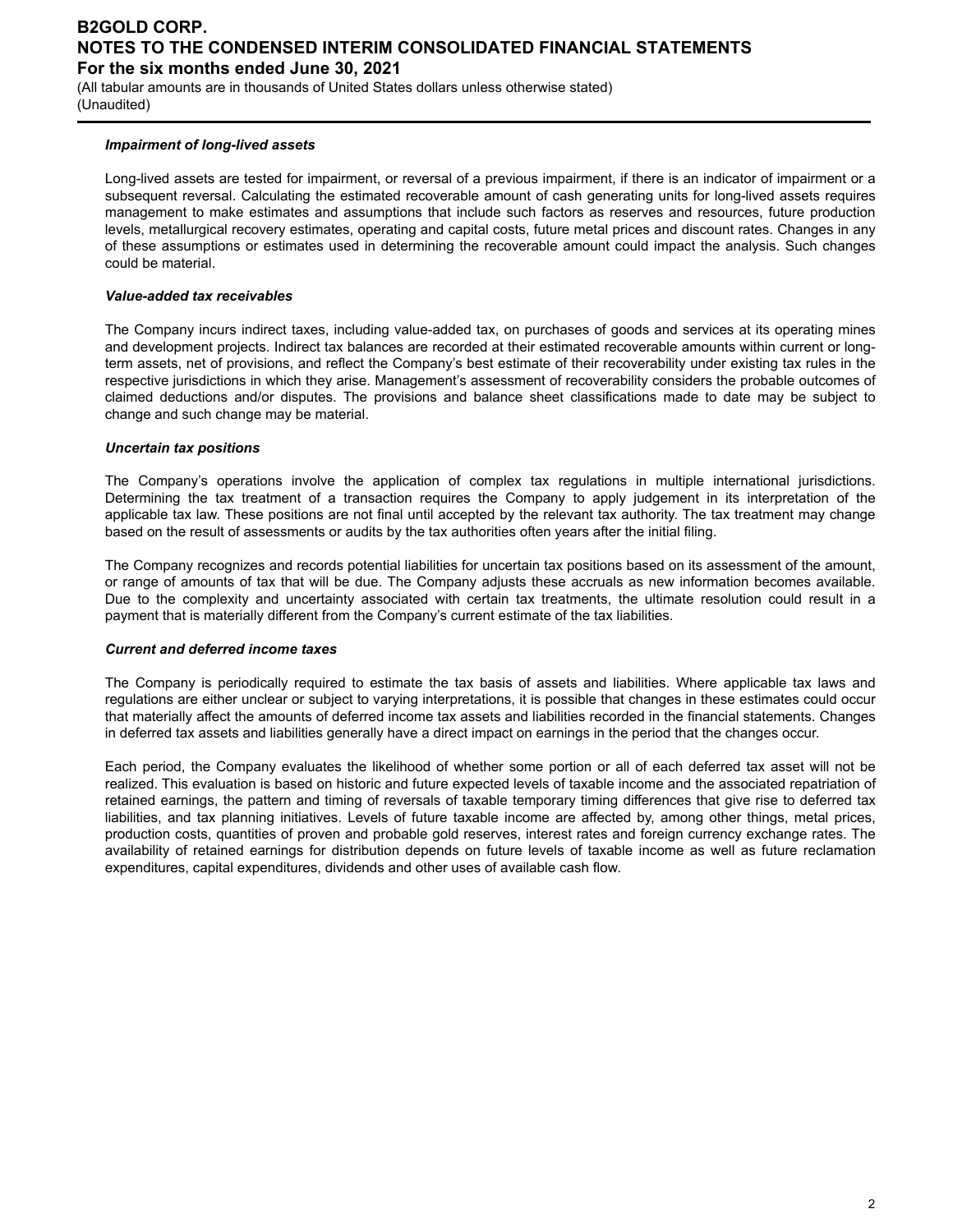***Impairment of long-lived assets***

Long-lived assets are tested for impairment, or reversal of a previous impairment, if there is an indicator of impairment or a subsequent reversal. Calculating the estimated recoverable amount of cash generating units for long-lived assets requires management to make estimates and assumptions that include such factors as reserves and resources, future production levels, metallurgical recovery estimates, operating and capital costs, future metal prices and discount rates. Changes in any of these assumptions or estimates used in determining the recoverable amount could impact the analysis. Such changes could be material.

***Value-added tax receivables***

The Company incurs indirect taxes, including value-added tax, on purchases of goods and services at its operating mines and development projects. Indirect tax balances are recorded at their estimated recoverable amounts within current or long-term assets, net of provisions, and reflect the Company's best estimate of their recoverability under existing tax rules in the respective jurisdictions in which they arise. Management's assessment of recoverability considers the probable outcomes of claimed deductions and/or disputes. The provisions and balance sheet classifications made to date may be subject to change and such change may be material.

***Uncertain tax positions***

The Company's operations involve the application of complex tax regulations in multiple international jurisdictions. Determining the tax treatment of a transaction requires the Company to apply judgement in its interpretation of the applicable tax law. These positions are not final until accepted by the relevant tax authority. The tax treatment may change based on the result of assessments or audits by the tax authorities often years after the initial filing.

The Company recognizes and records potential liabilities for uncertain tax positions based on its assessment of the amount, or range of amounts of tax that will be due. The Company adjusts these accruals as new information becomes available. Due to the complexity and uncertainty associated with certain tax treatments, the ultimate resolution could result in a payment that is materially different from the Company's current estimate of the tax liabilities.

***Current and deferred income taxes***

The Company is periodically required to estimate the tax basis of assets and liabilities. Where applicable tax laws and regulations are either unclear or subject to varying interpretations, it is possible that changes in these estimates could occur that materially affect the amounts of deferred income tax assets and liabilities recorded in the financial statements. Changes in deferred tax assets and liabilities generally have a direct impact on earnings in the period that the changes occur.

Each period, the Company evaluates the likelihood of whether some portion or all of each deferred tax asset will not be realized. This evaluation is based on historic and future expected levels of taxable income and the associated repatriation of retained earnings, the pattern and timing of reversals of taxable temporary timing differences that give rise to deferred tax liabilities, and tax planning initiatives. Levels of future taxable income are affected by, among other things, metal prices, production costs, quantities of proven and probable gold reserves, interest rates and foreign currency exchange rates. The availability of retained earnings for distribution depends on future levels of taxable income as well as future reclamation expenditures, capital expenditures, dividends and other uses of available cash flow.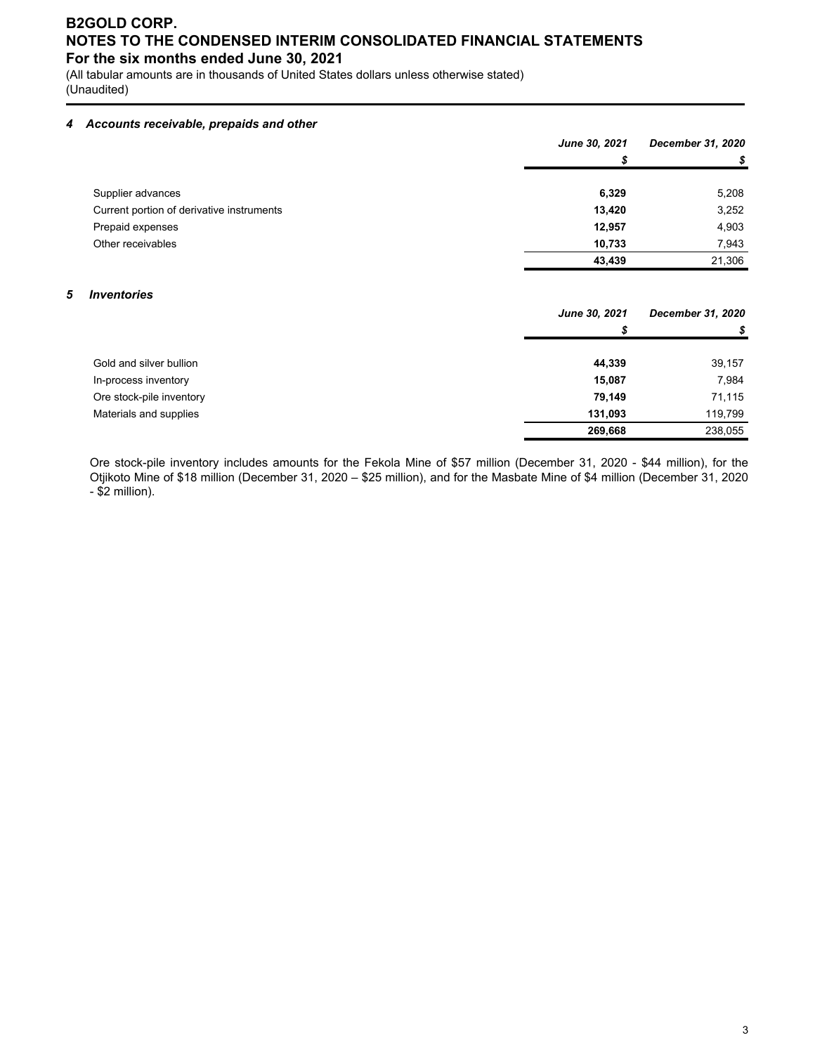# B2GOLD CORP.
# NOTES TO THE CONDENSED INTERIM CONSOLIDATED FINANCIAL STATEMENTS
## For the six months ended June 30, 2021

(All tabular amounts are in thousands of United States dollars unless otherwise stated)
(Unaudited)

### *4 Accounts receivable, prepaids and other*

| | *June 30, 2021* | *December 31, 2020* |
|---|---|---|
| | *$* | *$* |
| Supplier advances | **6,329** | 5,208 |
| Current portion of derivative instruments | **13,420** | 3,252 |
| Prepaid expenses | **12,957** | 4,903 |
| Other receivables | **10,733** | 7,943 |
| | **43,439** | 21,306 |

### *5 Inventories*

| | *June 30, 2021* | *December 31, 2020* |
|---|---|---|
| | *$* | *$* |
| Gold and silver bullion | **44,339** | 39,157 |
| In-process inventory | **15,087** | 7,984 |
| Ore stock-pile inventory | **79,149** | 71,115 |
| Materials and supplies | **131,093** | 119,799 |
| | **269,668** | 238,055 |

Ore stock-pile inventory includes amounts for the Fekola Mine of $57 million (December 31, 2020 - $44 million), for the Otjikoto Mine of $18 million (December 31, 2020 – $25 million), and for the Masbate Mine of $4 million (December 31, 2020 - $2 million).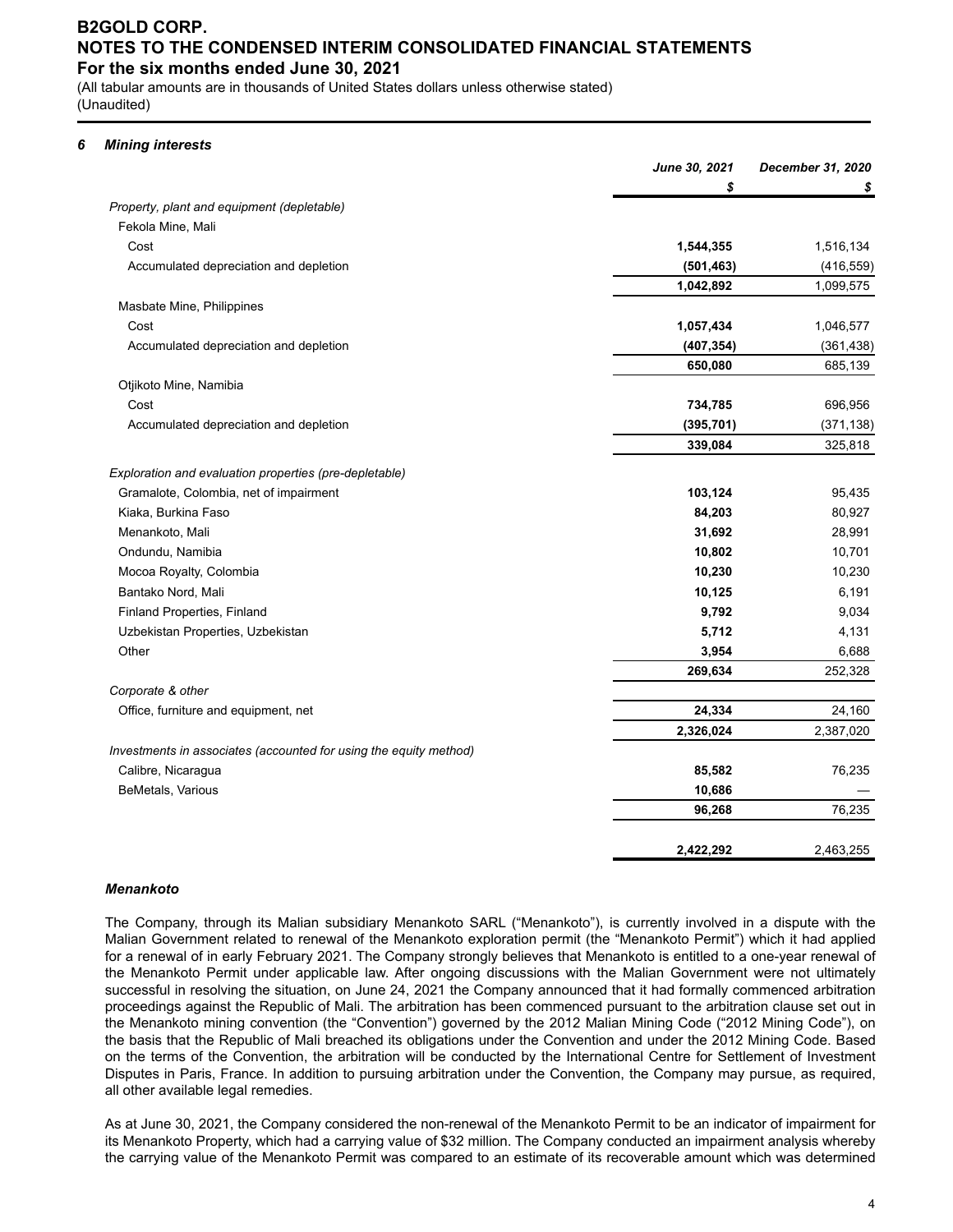## 6 Mining interests

| | June 30, 2021 | December 31, 2020 |
|---|---|---|
| | $ | $ |
| *Property, plant and equipment (depletable)* | | |
| Fekola Mine, Mali | | |
| Cost | **1,544,355** | 1,516,134 |
| Accumulated depreciation and depletion | **(501,463)** | (416,559) |
| | **1,042,892** | 1,099,575 |
| Masbate Mine, Philippines | | |
| Cost | **1,057,434** | 1,046,577 |
| Accumulated depreciation and depletion | **(407,354)** | (361,438) |
| | **650,080** | 685,139 |
| Otjikoto Mine, Namibia | | |
| Cost | **734,785** | 696,956 |
| Accumulated depreciation and depletion | **(395,701)** | (371,138) |
| | **339,084** | 325,818 |
| *Exploration and evaluation properties (pre-depletable)* | | |
| Gramalote, Colombia, net of impairment | **103,124** | 95,435 |
| Kiaka, Burkina Faso | **84,203** | 80,927 |
| Menankoto, Mali | **31,692** | 28,991 |
| Ondundu, Namibia | **10,802** | 10,701 |
| Mocoa Royalty, Colombia | **10,230** | 10,230 |
| Bantako Nord, Mali | **10,125** | 6,191 |
| Finland Properties, Finland | **9,792** | 9,034 |
| Uzbekistan Properties, Uzbekistan | **5,712** | 4,131 |
| Other | **3,954** | 6,688 |
| | **269,634** | 252,328 |
| *Corporate & other* | | |
| Office, furniture and equipment, net | **24,334** | 24,160 |
| | **2,326,024** | 2,387,020 |
| *Investments in associates (accounted for using the equity method)* | | |
| Calibre, Nicaragua | **85,582** | 76,235 |
| BeMetals, Various | **10,686** | — |
| | **96,268** | 76,235 |
| | **2,422,292** | 2,463,255 |

### *Menankoto*

The Company, through its Malian subsidiary Menankoto SARL ("Menankoto"), is currently involved in a dispute with the Malian Government related to renewal of the Menankoto exploration permit (the "Menankoto Permit") which it had applied for a renewal of in early February 2021. The Company strongly believes that Menankoto is entitled to a one-year renewal of the Menankoto Permit under applicable law. After ongoing discussions with the Malian Government were not ultimately successful in resolving the situation, on June 24, 2021 the Company announced that it had formally commenced arbitration proceedings against the Republic of Mali. The arbitration has been commenced pursuant to the arbitration clause set out in the Menankoto mining convention (the "Convention") governed by the 2012 Malian Mining Code ("2012 Mining Code"), on the basis that the Republic of Mali breached its obligations under the Convention and under the 2012 Mining Code. Based on the terms of the Convention, the arbitration will be conducted by the International Centre for Settlement of Investment Disputes in Paris, France. In addition to pursuing arbitration under the Convention, the Company may pursue, as required, all other available legal remedies.

As at June 30, 2021, the Company considered the non-renewal of the Menankoto Permit to be an indicator of impairment for its Menankoto Property, which had a carrying value of $32 million. The Company conducted an impairment analysis whereby the carrying value of the Menankoto Permit was compared to an estimate of its recoverable amount which was determined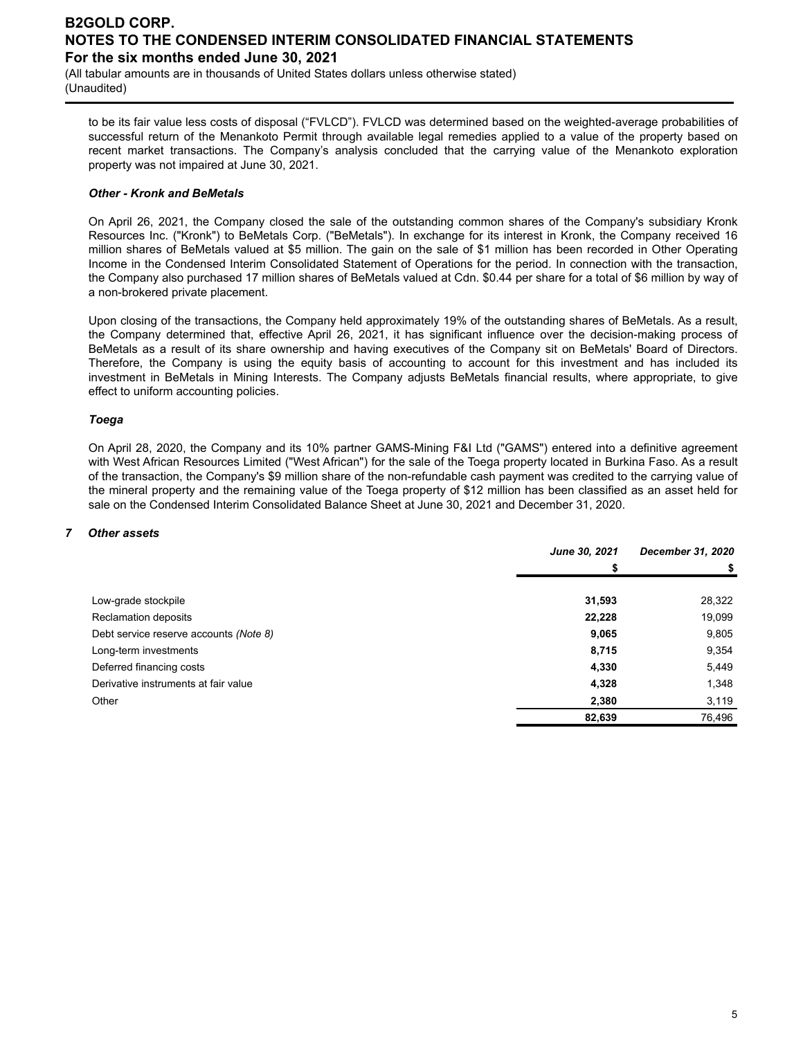to be its fair value less costs of disposal (“FVLCD”). FVLCD was determined based on the weighted-average probabilities of successful return of the Menankoto Permit through available legal remedies applied to a value of the property based on recent market transactions. The Company’s analysis concluded that the carrying value of the Menankoto exploration property was not impaired at June 30, 2021.

***Other - Kronk and BeMetals***

On April 26, 2021, the Company closed the sale of the outstanding common shares of the Company's subsidiary Kronk Resources Inc. ("Kronk") to BeMetals Corp. ("BeMetals"). In exchange for its interest in Kronk, the Company received 16 million shares of BeMetals valued at $5 million. The gain on the sale of $1 million has been recorded in Other Operating Income in the Condensed Interim Consolidated Statement of Operations for the period. In connection with the transaction, the Company also purchased 17 million shares of BeMetals valued at Cdn. $0.44 per share for a total of $6 million by way of a non-brokered private placement.

Upon closing of the transactions, the Company held approximately 19% of the outstanding shares of BeMetals. As a result, the Company determined that, effective April 26, 2021, it has significant influence over the decision-making process of BeMetals as a result of its share ownership and having executives of the Company sit on BeMetals' Board of Directors. Therefore, the Company is using the equity basis of accounting to account for this investment and has included its investment in BeMetals in Mining Interests. The Company adjusts BeMetals financial results, where appropriate, to give effect to uniform accounting policies.

***Toega***

On April 28, 2020, the Company and its 10% partner GAMS-Mining F&I Ltd ("GAMS") entered into a definitive agreement with West African Resources Limited ("West African") for the sale of the Toega property located in Burkina Faso. As a result of the transaction, the Company's $9 million share of the non-refundable cash payment was credited to the carrying value of the mineral property and the remaining value of the Toega property of $12 million has been classified as an asset held for sale on the Condensed Interim Consolidated Balance Sheet at June 30, 2021 and December 31, 2020.

## 7 Other assets

| | *June 30, 2021* | *December 31, 2020* |
|---|---|---|
| | **$** | **$** |
| Low-grade stockpile | **31,593** | 28,322 |
| Reclamation deposits | **22,228** | 19,099 |
| Debt service reserve accounts *(Note 8)* | **9,065** | 9,805 |
| Long-term investments | **8,715** | 9,354 |
| Deferred financing costs | **4,330** | 5,449 |
| Derivative instruments at fair value | **4,328** | 1,348 |
| Other | **2,380** | 3,119 |
| | **82,639** | 76,496 |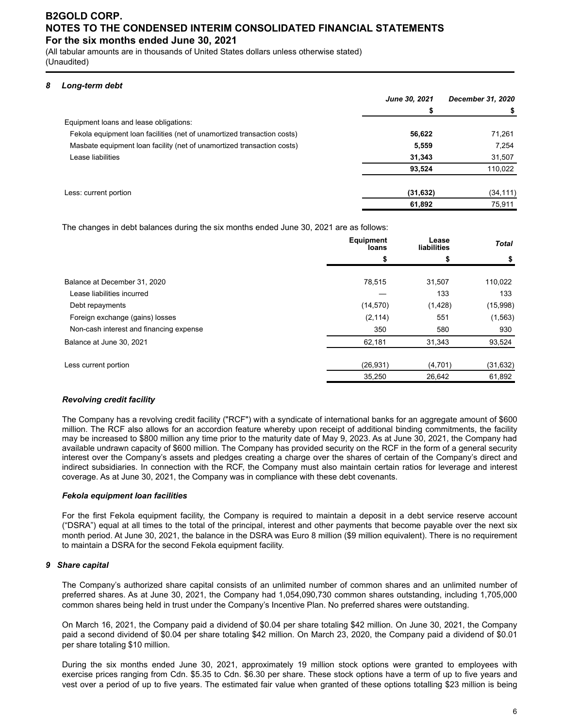### 8 Long-term debt

| | June 30, 2021 | December 31, 2020 |
|---|---|---|
| | $ | $ |
| Equipment loans and lease obligations: | | |
| Fekola equipment loan facilities (net of unamortized transaction costs) | **56,622** | 71,261 |
| Masbate equipment loan facility (net of unamortized transaction costs) | **5,559** | 7,254 |
| Lease liabilities | **31,343** | 31,507 |
| | **93,524** | 110,022 |
| Less: current portion | **(31,632)** | (34,111) |
| | **61,892** | 75,911 |

The changes in debt balances during the six months ended June 30, 2021 are as follows:

| | Equipment loans | Lease liabilities | Total |
|---|---|---|---|
| | $ | $ | $ |
| Balance at December 31, 2020 | 78,515 | 31,507 | 110,022 |
| Lease liabilities incurred | — | 133 | 133 |
| Debt repayments | (14,570) | (1,428) | (15,998) |
| Foreign exchange (gains) losses | (2,114) | 551 | (1,563) |
| Non-cash interest and financing expense | 350 | 580 | 930 |
| Balance at June 30, 2021 | 62,181 | 31,343 | 93,524 |
| Less current portion | (26,931) | (4,701) | (31,632) |
| | 35,250 | 26,642 | 61,892 |

#### *Revolving credit facility*

The Company has a revolving credit facility ("RCF") with a syndicate of international banks for an aggregate amount of $600 million. The RCF also allows for an accordion feature whereby upon receipt of additional binding commitments, the facility may be increased to $800 million any time prior to the maturity date of May 9, 2023. As at June 30, 2021, the Company had available undrawn capacity of $600 million. The Company has provided security on the RCF in the form of a general security interest over the Company's assets and pledges creating a charge over the shares of certain of the Company's direct and indirect subsidiaries. In connection with the RCF, the Company must also maintain certain ratios for leverage and interest coverage. As at June 30, 2021, the Company was in compliance with these debt covenants.

#### *Fekola equipment loan facilities*

For the first Fekola equipment facility, the Company is required to maintain a deposit in a debt service reserve account ("DSRA") equal at all times to the total of the principal, interest and other payments that become payable over the next six month period. At June 30, 2021, the balance in the DSRA was Euro 8 million ($9 million equivalent). There is no requirement to maintain a DSRA for the second Fekola equipment facility.

### 9 Share capital

The Company's authorized share capital consists of an unlimited number of common shares and an unlimited number of preferred shares. As at June 30, 2021, the Company had 1,054,090,730 common shares outstanding, including 1,705,000 common shares being held in trust under the Company's Incentive Plan. No preferred shares were outstanding.

On March 16, 2021, the Company paid a dividend of $0.04 per share totaling $42 million. On June 30, 2021, the Company paid a second dividend of $0.04 per share totaling $42 million. On March 23, 2020, the Company paid a dividend of $0.01 per share totaling $10 million.

During the six months ended June 30, 2021, approximately 19 million stock options were granted to employees with exercise prices ranging from Cdn. $5.35 to Cdn. $6.30 per share. These stock options have a term of up to five years and vest over a period of up to five years. The estimated fair value when granted of these options totalling $23 million is being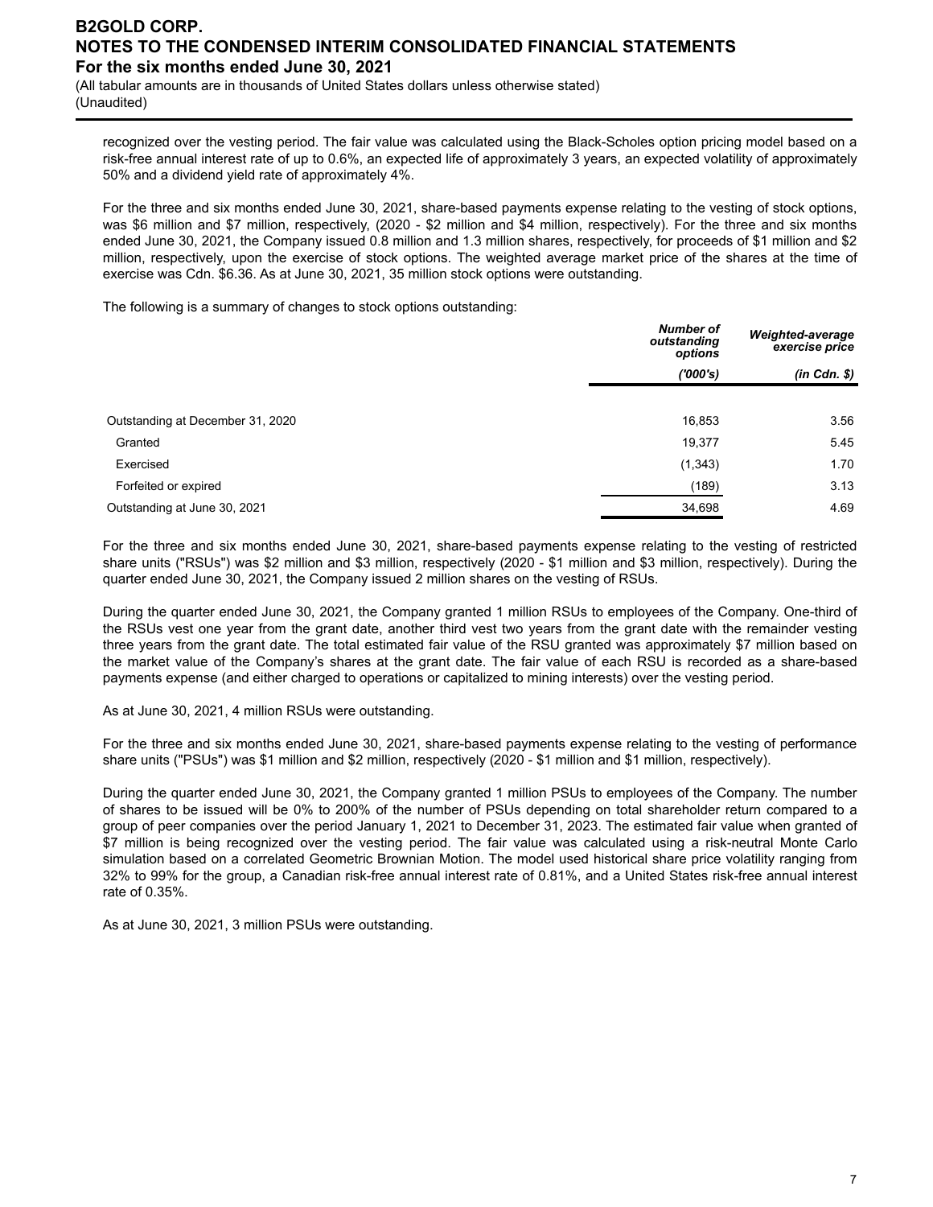recognized over the vesting period. The fair value was calculated using the Black-Scholes option pricing model based on a risk-free annual interest rate of up to 0.6%, an expected life of approximately 3 years, an expected volatility of approximately 50% and a dividend yield rate of approximately 4%.

For the three and six months ended June 30, 2021, share-based payments expense relating to the vesting of stock options, was \$6 million and \$7 million, respectively, (2020 - \$2 million and \$4 million, respectively). For the three and six months ended June 30, 2021, the Company issued 0.8 million and 1.3 million shares, respectively, for proceeds of \$1 million and \$2 million, respectively, upon the exercise of stock options. The weighted average market price of the shares at the time of exercise was Cdn. \$6.36. As at June 30, 2021, 35 million stock options were outstanding.

The following is a summary of changes to stock options outstanding:

| | ***Number of outstanding options*** | ***Weighted-average exercise price*** |
|---|---|---|
| | ***('000's)*** | ***(in Cdn. \$)*** |
| Outstanding at December 31, 2020 | 16,853 | 3.56 |
| Granted | 19,377 | 5.45 |
| Exercised | (1,343) | 1.70 |
| Forfeited or expired | (189) | 3.13 |
| Outstanding at June 30, 2021 | 34,698 | 4.69 |

For the three and six months ended June 30, 2021, share-based payments expense relating to the vesting of restricted share units ("RSUs") was \$2 million and \$3 million, respectively (2020 - \$1 million and \$3 million, respectively). During the quarter ended June 30, 2021, the Company issued 2 million shares on the vesting of RSUs.

During the quarter ended June 30, 2021, the Company granted 1 million RSUs to employees of the Company. One-third of the RSUs vest one year from the grant date, another third vest two years from the grant date with the remainder vesting three years from the grant date. The total estimated fair value of the RSU granted was approximately \$7 million based on the market value of the Company's shares at the grant date. The fair value of each RSU is recorded as a share-based payments expense (and either charged to operations or capitalized to mining interests) over the vesting period.

As at June 30, 2021, 4 million RSUs were outstanding.

For the three and six months ended June 30, 2021, share-based payments expense relating to the vesting of performance share units ("PSUs") was \$1 million and \$2 million, respectively (2020 - \$1 million and \$1 million, respectively).

During the quarter ended June 30, 2021, the Company granted 1 million PSUs to employees of the Company. The number of shares to be issued will be 0% to 200% of the number of PSUs depending on total shareholder return compared to a group of peer companies over the period January 1, 2021 to December 31, 2023. The estimated fair value when granted of \$7 million is being recognized over the vesting period. The fair value was calculated using a risk-neutral Monte Carlo simulation based on a correlated Geometric Brownian Motion. The model used historical share price volatility ranging from 32% to 99% for the group, a Canadian risk-free annual interest rate of 0.81%, and a United States risk-free annual interest rate of 0.35%.

As at June 30, 2021, 3 million PSUs were outstanding.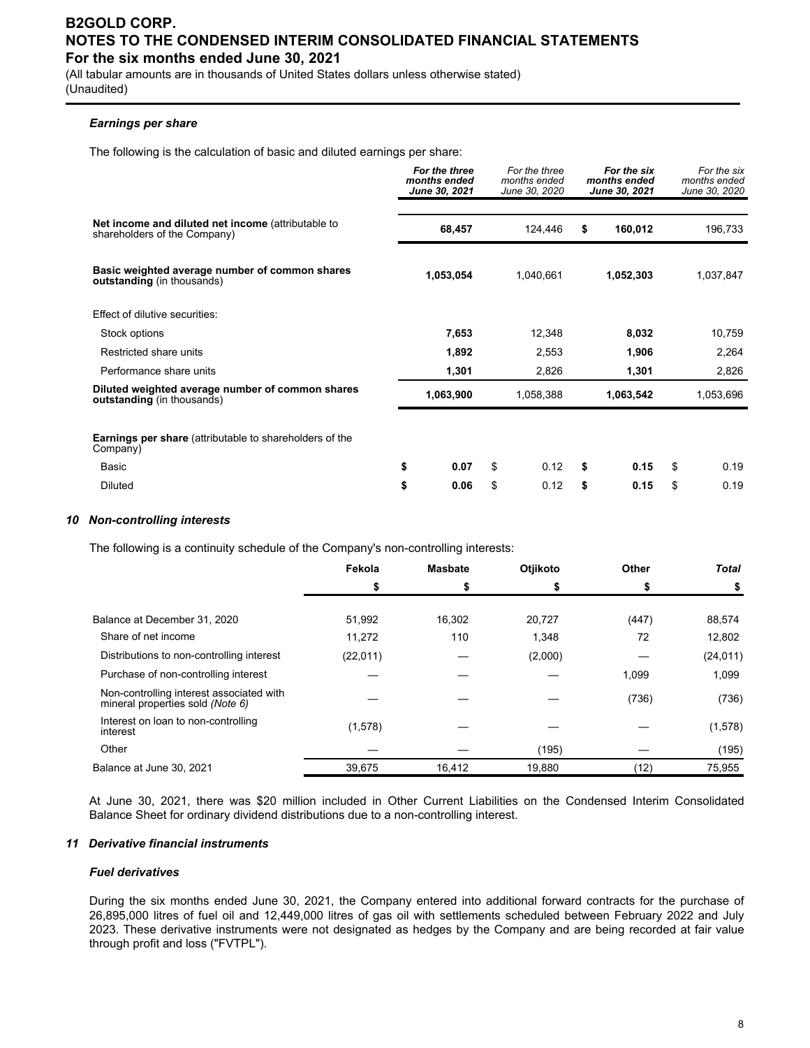### *Earnings per share*

The following is the calculation of basic and diluted earnings per share:

| | ***For the three months ended June 30, 2021*** | *For the three months ended June 30, 2020* | ***For the six months ended June 30, 2021*** | *For the six months ended June 30, 2020* |
|---|---|---|---|---|
| **Net income and diluted net income** (attributable to shareholders of the Company) | **68,457** | 124,446 | **$ 160,012** | 196,733 |
| **Basic weighted average number of common shares outstanding** (in thousands) | **1,053,054** | 1,040,661 | **1,052,303** | 1,037,847 |
| Effect of dilutive securities: | | | | |
| Stock options | **7,653** | 12,348 | **8,032** | 10,759 |
| Restricted share units | **1,892** | 2,553 | **1,906** | 2,264 |
| Performance share units | **1,301** | 2,826 | **1,301** | 2,826 |
| **Diluted weighted average number of common shares outstanding** (in thousands) | **1,063,900** | 1,058,388 | **1,063,542** | 1,053,696 |
| **Earnings per share** (attributable to shareholders of the Company) | | | | |
| Basic | **$ 0.07** | $ 0.12 | **$ 0.15** | $ 0.19 |
| Diluted | **$ 0.06** | $ 0.12 | **$ 0.15** | $ 0.19 |

### 10 *Non-controlling interests*

The following is a continuity schedule of the Company's non-controlling interests:

| | Fekola | Masbate | Otjikoto | Other | *Total* |
|---|---|---|---|---|---|
| | $ | $ | $ | $ | $ |
| Balance at December 31, 2020 | 51,992 | 16,302 | 20,727 | (447) | 88,574 |
| Share of net income | 11,272 | 110 | 1,348 | 72 | 12,802 |
| Distributions to non-controlling interest | (22,011) | — | (2,000) | — | (24,011) |
| Purchase of non-controlling interest | — | — | — | 1,099 | 1,099 |
| Non-controlling interest associated with mineral properties sold *(Note 6)* | — | — | — | (736) | (736) |
| Interest on loan to non-controlling interest | (1,578) | — | — | — | (1,578) |
| Other | — | — | (195) | — | (195) |
| Balance at June 30, 2021 | 39,675 | 16,412 | 19,880 | (12) | 75,955 |

At June 30, 2021, there was $20 million included in Other Current Liabilities on the Condensed Interim Consolidated Balance Sheet for ordinary dividend distributions due to a non-controlling interest.

### 11 *Derivative financial instruments*

#### *Fuel derivatives*

During the six months ended June 30, 2021, the Company entered into additional forward contracts for the purchase of 26,895,000 litres of fuel oil and 12,449,000 litres of gas oil with settlements scheduled between February 2022 and July 2023. These derivative instruments were not designated as hedges by the Company and are being recorded at fair value through profit and loss ("FVTPL").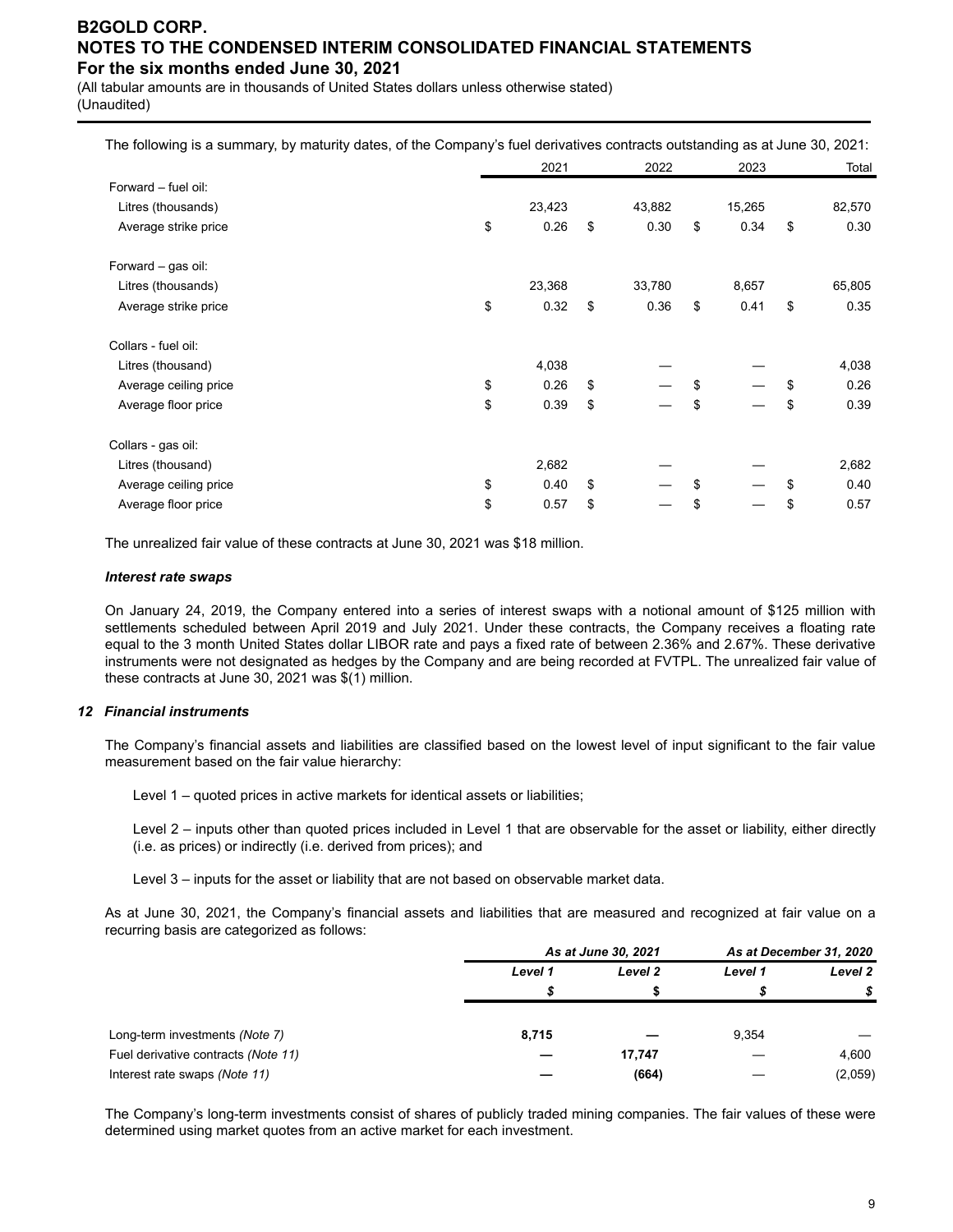The following is a summary, by maturity dates, of the Company's fuel derivatives contracts outstanding as at June 30, 2021:

| | 2021 | 2022 | 2023 | Total |
|---|---|---|---|---|
| Forward – fuel oil: | | | | |
| Litres (thousands) | 23,423 | 43,882 | 15,265 | 82,570 |
| Average strike price | $ 0.26 | $ 0.30 | $ 0.34 | $ 0.30 |
| | | | | |
| Forward – gas oil: | | | | |
| Litres (thousands) | 23,368 | 33,780 | 8,657 | 65,805 |
| Average strike price | $ 0.32 | $ 0.36 | $ 0.41 | $ 0.35 |
| | | | | |
| Collars - fuel oil: | | | | |
| Litres (thousand) | 4,038 | — | — | 4,038 |
| Average ceiling price | $ 0.26 | $ — | $ — | $ 0.26 |
| Average floor price | $ 0.39 | $ — | $ — | $ 0.39 |
| | | | | |
| Collars - gas oil: | | | | |
| Litres (thousand) | 2,682 | — | — | 2,682 |
| Average ceiling price | $ 0.40 | $ — | $ — | $ 0.40 |
| Average floor price | $ 0.57 | $ — | $ — | $ 0.57 |

The unrealized fair value of these contracts at June 30, 2021 was $18 million.

***Interest rate swaps***

On January 24, 2019, the Company entered into a series of interest swaps with a notional amount of $125 million with settlements scheduled between April 2019 and July 2021. Under these contracts, the Company receives a floating rate equal to the 3 month United States dollar LIBOR rate and pays a fixed rate of between 2.36% and 2.67%. These derivative instruments were not designated as hedges by the Company and are being recorded at FVTPL. The unrealized fair value of these contracts at June 30, 2021 was $(1) million.

## *12 Financial instruments*

The Company's financial assets and liabilities are classified based on the lowest level of input significant to the fair value measurement based on the fair value hierarchy:

Level 1 – quoted prices in active markets for identical assets or liabilities;

Level 2 – inputs other than quoted prices included in Level 1 that are observable for the asset or liability, either directly (i.e. as prices) or indirectly (i.e. derived from prices); and

Level 3 – inputs for the asset or liability that are not based on observable market data.

As at June 30, 2021, the Company's financial assets and liabilities that are measured and recognized at fair value on a recurring basis are categorized as follows:

| | *As at June 30, 2021* | | *As at December 31, 2020* | |
|---|---|---|---|---|
| | *Level 1* | *Level 2* | *Level 1* | *Level 2* |
| | *$* | *$* | *$* | *$* |
| Long-term investments *(Note 7)* | **8,715** | **—** | 9,354 | — |
| Fuel derivative contracts *(Note 11)* | **—** | **17,747** | — | 4,600 |
| Interest rate swaps *(Note 11)* | **—** | **(664)** | — | (2,059) |

The Company's long-term investments consist of shares of publicly traded mining companies. The fair values of these were determined using market quotes from an active market for each investment.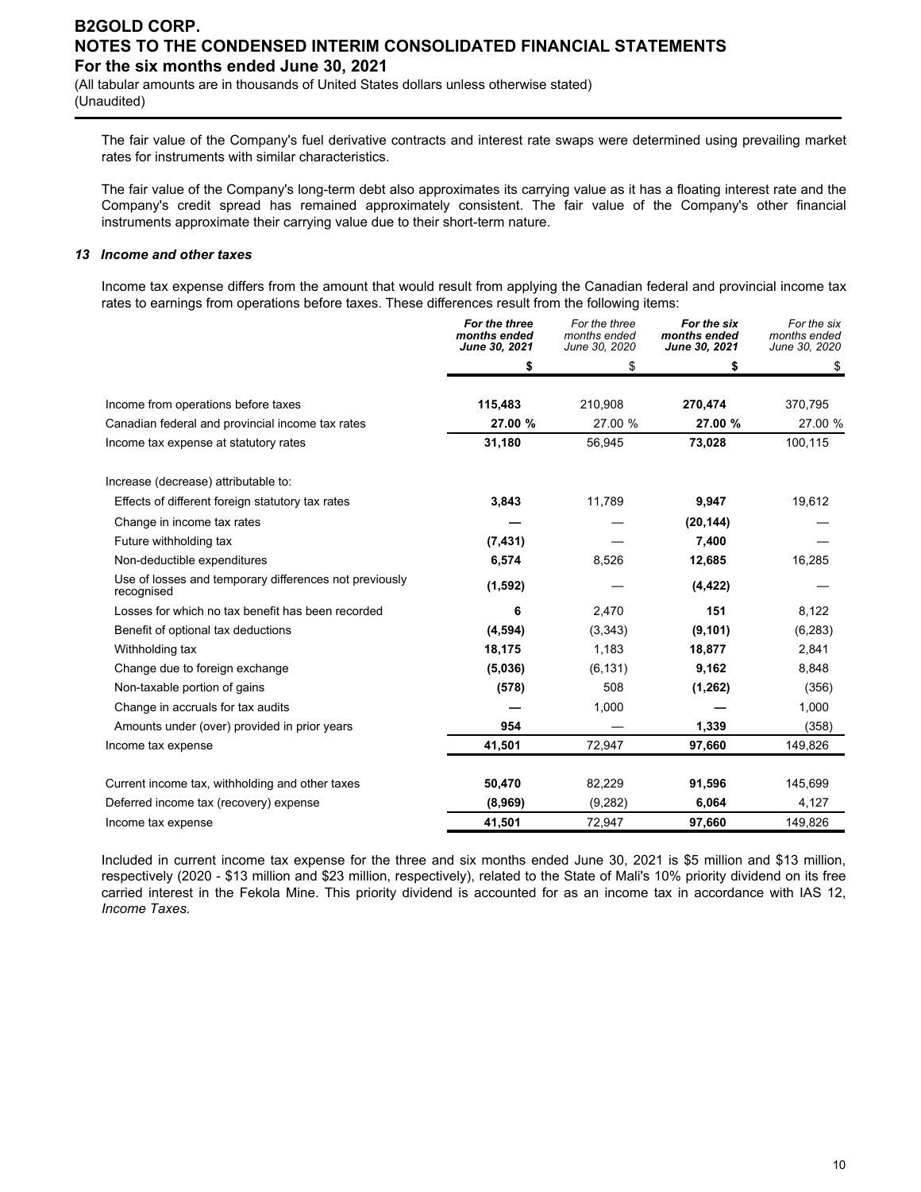The fair value of the Company's fuel derivative contracts and interest rate swaps were determined using prevailing market rates for instruments with similar characteristics.

The fair value of the Company's long-term debt also approximates its carrying value as it has a floating interest rate and the Company's credit spread has remained approximately consistent. The fair value of the Company's other financial instruments approximate their carrying value due to their short-term nature.

### *13 Income and other taxes*

Income tax expense differs from the amount that would result from applying the Canadian federal and provincial income tax rates to earnings from operations before taxes. These differences result from the following items:

| | **For the three months ended June 30, 2021** | *For the three months ended June 30, 2020* | **For the six months ended June 30, 2021** | *For the six months ended June 30, 2020* |
|---|---|---|---|---|
| | **$** | $ | **$** | $ |
| Income from operations before taxes | **115,483** | 210,908 | **270,474** | 370,795 |
| Canadian federal and provincial income tax rates | **27.00 %** | 27.00 % | **27.00 %** | 27.00 % |
| Income tax expense at statutory rates | **31,180** | 56,945 | **73,028** | 100,115 |
| | | | | |
| Increase (decrease) attributable to: | | | | |
| Effects of different foreign statutory tax rates | **3,843** | 11,789 | **9,947** | 19,612 |
| Change in income tax rates | **—** | — | **(20,144)** | — |
| Future withholding tax | **(7,431)** | — | **7,400** | — |
| Non-deductible expenditures | **6,574** | 8,526 | **12,685** | 16,285 |
| Use of losses and temporary differences not previously recognised | **(1,592)** | — | **(4,422)** | — |
| Losses for which no tax benefit has been recorded | **6** | 2,470 | **151** | 8,122 |
| Benefit of optional tax deductions | **(4,594)** | (3,343) | **(9,101)** | (6,283) |
| Withholding tax | **18,175** | 1,183 | **18,877** | 2,841 |
| Change due to foreign exchange | **(5,036)** | (6,131) | **9,162** | 8,848 |
| Non-taxable portion of gains | **(578)** | 508 | **(1,262)** | (356) |
| Change in accruals for tax audits | **—** | 1,000 | **—** | 1,000 |
| Amounts under (over) provided in prior years | **954** | — | **1,339** | (358) |
| Income tax expense | **41,501** | 72,947 | **97,660** | 149,826 |
| | | | | |
| Current income tax, withholding and other taxes | **50,470** | 82,229 | **91,596** | 145,699 |
| Deferred income tax (recovery) expense | **(8,969)** | (9,282) | **6,064** | 4,127 |
| Income tax expense | **41,501** | 72,947 | **97,660** | 149,826 |

Included in current income tax expense for the three and six months ended June 30, 2021 is $5 million and $13 million, respectively (2020 - $13 million and $23 million, respectively), related to the State of Mali's 10% priority dividend on its free carried interest in the Fekola Mine. This priority dividend is accounted for as an income tax in accordance with IAS 12, *Income Taxes.*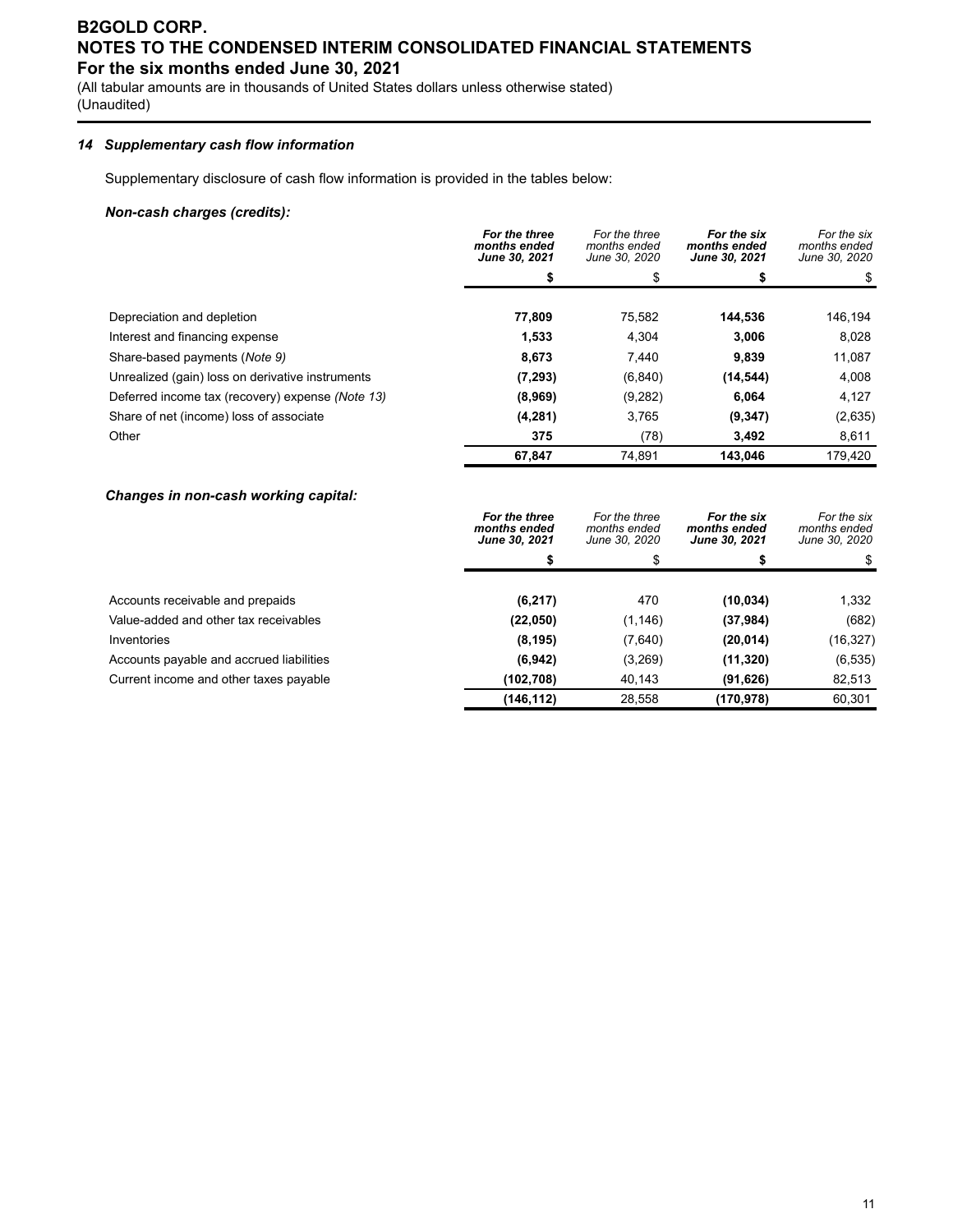# B2GOLD CORP.
# NOTES TO THE CONDENSED INTERIM CONSOLIDATED FINANCIAL STATEMENTS
## For the six months ended June 30, 2021

(All tabular amounts are in thousands of United States dollars unless otherwise stated)
(Unaudited)

### *14 Supplementary cash flow information*

Supplementary disclosure of cash flow information is provided in the tables below:

***Non-cash charges (credits):***

| | ***For the three months ended June 30, 2021*** | *For the three months ended June 30, 2020* | ***For the six months ended June 30, 2021*** | *For the six months ended June 30, 2020* |
|---|---|---|---|---|
| | **$** | $ | **$** | $ |
| Depreciation and depletion | **77,809** | 75,582 | **144,536** | 146,194 |
| Interest and financing expense | **1,533** | 4,304 | **3,006** | 8,028 |
| Share-based payments (*Note 9)* | **8,673** | 7,440 | **9,839** | 11,087 |
| Unrealized (gain) loss on derivative instruments | **(7,293)** | (6,840) | **(14,544)** | 4,008 |
| Deferred income tax (recovery) expense *(Note 13)* | **(8,969)** | (9,282) | **6,064** | 4,127 |
| Share of net (income) loss of associate | **(4,281)** | 3,765 | **(9,347)** | (2,635) |
| Other | **375** | (78) | **3,492** | 8,611 |
| | **67,847** | 74,891 | **143,046** | 179,420 |

***Changes in non-cash working capital:***

| | ***For the three months ended June 30, 2021*** | *For the three months ended June 30, 2020* | ***For the six months ended June 30, 2021*** | *For the six months ended June 30, 2020* |
|---|---|---|---|---|
| | **$** | $ | **$** | $ |
| Accounts receivable and prepaids | **(6,217)** | 470 | **(10,034)** | 1,332 |
| Value-added and other tax receivables | **(22,050)** | (1,146) | **(37,984)** | (682) |
| Inventories | **(8,195)** | (7,640) | **(20,014)** | (16,327) |
| Accounts payable and accrued liabilities | **(6,942)** | (3,269) | **(11,320)** | (6,535) |
| Current income and other taxes payable | **(102,708)** | 40,143 | **(91,626)** | 82,513 |
| | **(146,112)** | 28,558 | **(170,978)** | 60,301 |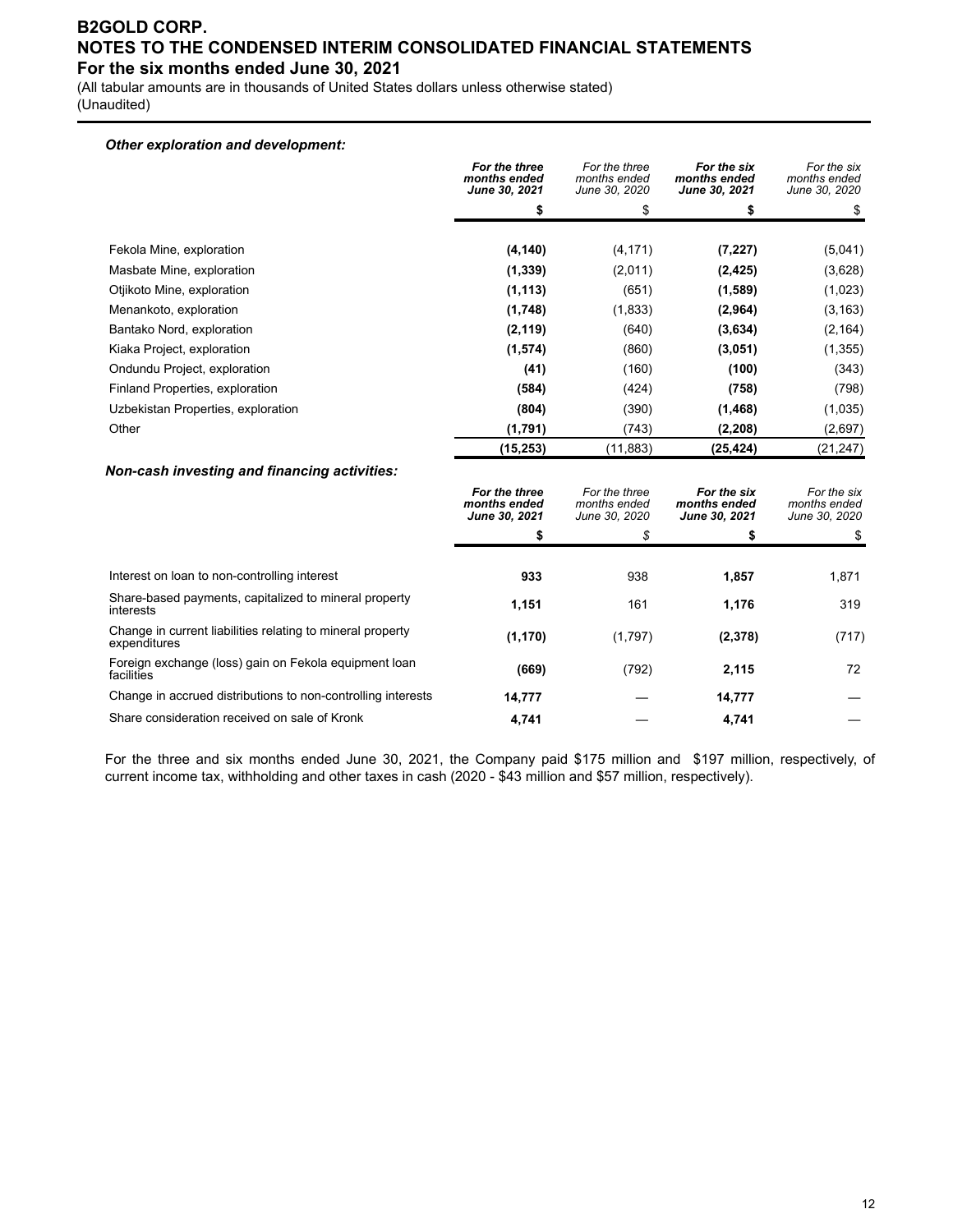*Other exploration and development:*

| | ***For the three months ended June 30, 2021*** | *For the three months ended June 30, 2020* | ***For the six months ended June 30, 2021*** | *For the six months ended June 30, 2020* |
|---|---|---|---|---|
| | **$** | $ | **$** | $ |
| Fekola Mine, exploration | **(4,140)** | (4,171) | **(7,227)** | (5,041) |
| Masbate Mine, exploration | **(1,339)** | (2,011) | **(2,425)** | (3,628) |
| Otjikoto Mine, exploration | **(1,113)** | (651) | **(1,589)** | (1,023) |
| Menankoto, exploration | **(1,748)** | (1,833) | **(2,964)** | (3,163) |
| Bantako Nord, exploration | **(2,119)** | (640) | **(3,634)** | (2,164) |
| Kiaka Project, exploration | **(1,574)** | (860) | **(3,051)** | (1,355) |
| Ondundu Project, exploration | **(41)** | (160) | **(100)** | (343) |
| Finland Properties, exploration | **(584)** | (424) | **(758)** | (798) |
| Uzbekistan Properties, exploration | **(804)** | (390) | **(1,468)** | (1,035) |
| Other | **(1,791)** | (743) | **(2,208)** | (2,697) |
| | **(15,253)** | (11,883) | **(25,424)** | (21,247) |

*Non-cash investing and financing activities:*

| | ***For the three months ended June 30, 2021*** | *For the three months ended June 30, 2020* | ***For the six months ended June 30, 2021*** | *For the six months ended June 30, 2020* |
|---|---|---|---|---|
| | **$** | $ | **$** | $ |
| Interest on loan to non-controlling interest | **933** | 938 | **1,857** | 1,871 |
| Share-based payments, capitalized to mineral property interests | **1,151** | 161 | **1,176** | 319 |
| Change in current liabilities relating to mineral property expenditures | **(1,170)** | (1,797) | **(2,378)** | (717) |
| Foreign exchange (loss) gain on Fekola equipment loan facilities | **(669)** | (792) | **2,115** | 72 |
| Change in accrued distributions to non-controlling interests | **14,777** | — | **14,777** | — |
| Share consideration received on sale of Kronk | **4,741** | — | **4,741** | — |

For the three and six months ended June 30, 2021, the Company paid $175 million and $197 million, respectively, of current income tax, withholding and other taxes in cash (2020 - $43 million and $57 million, respectively).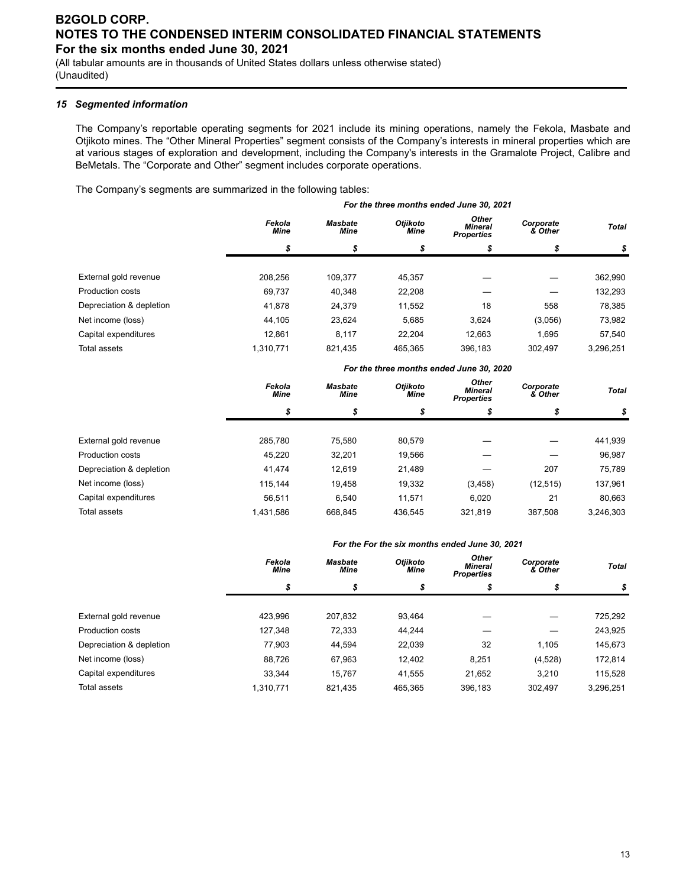# B2GOLD CORP.
# NOTES TO THE CONDENSED INTERIM CONSOLIDATED FINANCIAL STATEMENTS
# For the six months ended June 30, 2021

(All tabular amounts are in thousands of United States dollars unless otherwise stated)
(Unaudited)

### *15 Segmented information*

The Company's reportable operating segments for 2021 include its mining operations, namely the Fekola, Masbate and Otjikoto mines. The "Other Mineral Properties" segment consists of the Company's interests in mineral properties which are at various stages of exploration and development, including the Company's interests in the Gramalote Project, Calibre and BeMetals. The "Corporate and Other" segment includes corporate operations.

The Company's segments are summarized in the following tables:

| | *For the three months ended June 30, 2021* | | | | | |
|---|---|---|---|---|---|---|
| | *Fekola Mine* | *Masbate Mine* | *Otjikoto Mine* | *Other Mineral Properties* | *Corporate & Other* | *Total* |
| | *$* | *$* | *$* | *$* | *$* | *$* |
| External gold revenue | 208,256 | 109,377 | 45,357 | — | — | 362,990 |
| Production costs | 69,737 | 40,348 | 22,208 | — | — | 132,293 |
| Depreciation & depletion | 41,878 | 24,379 | 11,552 | 18 | 558 | 78,385 |
| Net income (loss) | 44,105 | 23,624 | 5,685 | 3,624 | (3,056) | 73,982 |
| Capital expenditures | 12,861 | 8,117 | 22,204 | 12,663 | 1,695 | 57,540 |
| Total assets | 1,310,771 | 821,435 | 465,365 | 396,183 | 302,497 | 3,296,251 |

| | *For the three months ended June 30, 2020* | | | | | |
|---|---|---|---|---|---|---|
| | *Fekola Mine* | *Masbate Mine* | *Otjikoto Mine* | *Other Mineral Properties* | *Corporate & Other* | *Total* |
| | *$* | *$* | *$* | *$* | *$* | *$* |
| External gold revenue | 285,780 | 75,580 | 80,579 | — | — | 441,939 |
| Production costs | 45,220 | 32,201 | 19,566 | — | — | 96,987 |
| Depreciation & depletion | 41,474 | 12,619 | 21,489 | — | 207 | 75,789 |
| Net income (loss) | 115,144 | 19,458 | 19,332 | (3,458) | (12,515) | 137,961 |
| Capital expenditures | 56,511 | 6,540 | 11,571 | 6,020 | 21 | 80,663 |
| Total assets | 1,431,586 | 668,845 | 436,545 | 321,819 | 387,508 | 3,246,303 |

| | *For the For the six months ended June 30, 2021* | | | | | |
|---|---|---|---|---|---|---|
| | *Fekola Mine* | *Masbate Mine* | *Otjikoto Mine* | *Other Mineral Properties* | *Corporate & Other* | *Total* |
| | *$* | *$* | *$* | *$* | *$* | *$* |
| External gold revenue | 423,996 | 207,832 | 93,464 | — | — | 725,292 |
| Production costs | 127,348 | 72,333 | 44,244 | — | — | 243,925 |
| Depreciation & depletion | 77,903 | 44,594 | 22,039 | 32 | 1,105 | 145,673 |
| Net income (loss) | 88,726 | 67,963 | 12,402 | 8,251 | (4,528) | 172,814 |
| Capital expenditures | 33,344 | 15,767 | 41,555 | 21,652 | 3,210 | 115,528 |
| Total assets | 1,310,771 | 821,435 | 465,365 | 396,183 | 302,497 | 3,296,251 |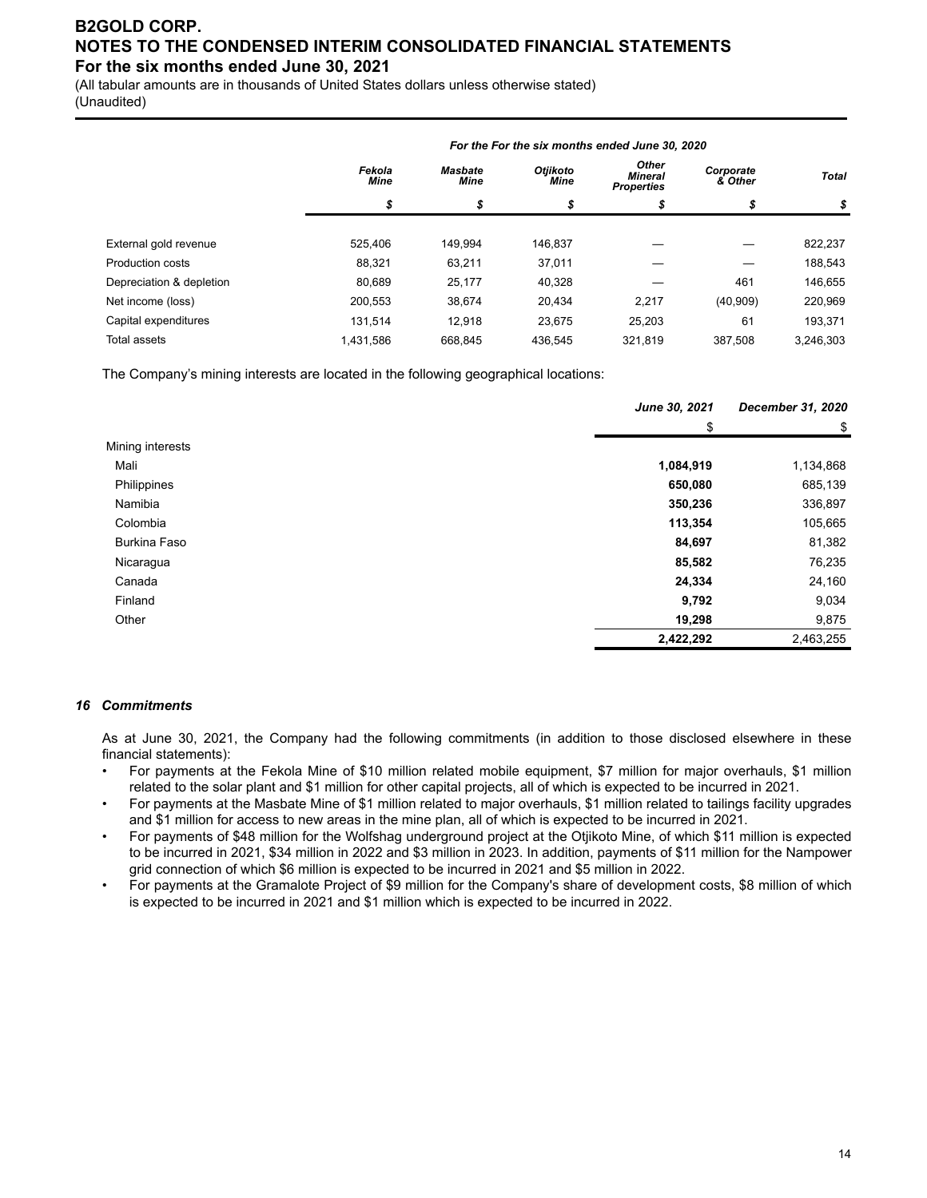| | For the For the six months ended June 30, 2020 | | | | | |
|---|---|---|---|---|---|---|
| | *Fekola Mine* | *Masbate Mine* | *Otjikoto Mine* | *Other Mineral Properties* | *Corporate & Other* | *Total* |
| | *$* | *$* | *$* | *$* | *$* | *$* |
| External gold revenue | 525,406 | 149,994 | 146,837 | — | — | 822,237 |
| Production costs | 88,321 | 63,211 | 37,011 | — | — | 188,543 |
| Depreciation & depletion | 80,689 | 25,177 | 40,328 | — | 461 | 146,655 |
| Net income (loss) | 200,553 | 38,674 | 20,434 | 2,217 | (40,909) | 220,969 |
| Capital expenditures | 131,514 | 12,918 | 23,675 | 25,203 | 61 | 193,371 |
| Total assets | 1,431,586 | 668,845 | 436,545 | 321,819 | 387,508 | 3,246,303 |

The Company's mining interests are located in the following geographical locations:

| | *June 30, 2021* | *December 31, 2020* |
|---|---|---|
| | $ | $ |
| Mining interests | | |
| Mali | **1,084,919** | 1,134,868 |
| Philippines | **650,080** | 685,139 |
| Namibia | **350,236** | 336,897 |
| Colombia | **113,354** | 105,665 |
| Burkina Faso | **84,697** | 81,382 |
| Nicaragua | **85,582** | 76,235 |
| Canada | **24,334** | 24,160 |
| Finland | **9,792** | 9,034 |
| Other | **19,298** | 9,875 |
| | **2,422,292** | 2,463,255 |

### *16 Commitments*

As at June 30, 2021, the Company had the following commitments (in addition to those disclosed elsewhere in these financial statements):

- For payments at the Fekola Mine of $10 million related mobile equipment, $7 million for major overhauls, $1 million related to the solar plant and $1 million for other capital projects, all of which is expected to be incurred in 2021.
- For payments at the Masbate Mine of $1 million related to major overhauls, $1 million related to tailings facility upgrades and $1 million for access to new areas in the mine plan, all of which is expected to be incurred in 2021.
- For payments of $48 million for the Wolfshag underground project at the Otjikoto Mine, of which $11 million is expected to be incurred in 2021, $34 million in 2022 and $3 million in 2023. In addition, payments of $11 million for the Nampower grid connection of which $6 million is expected to be incurred in 2021 and $5 million in 2022.
- For payments at the Gramalote Project of $9 million for the Company's share of development costs, $8 million of which is expected to be incurred in 2021 and $1 million which is expected to be incurred in 2022.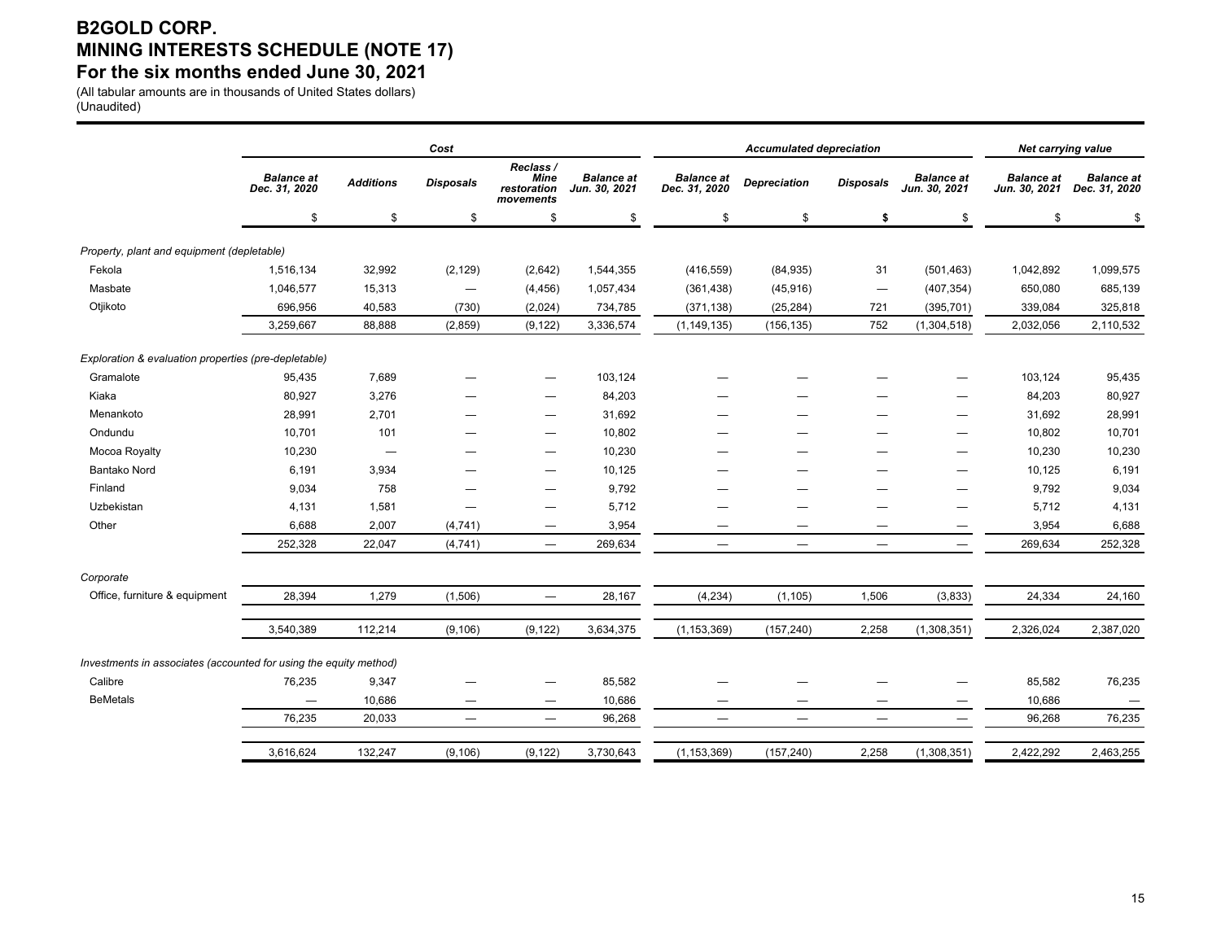# B2GOLD CORP.
# MINING INTERESTS SCHEDULE (NOTE 17)
# For the six months ended June 30, 2021

(All tabular amounts are in thousands of United States dollars)
(Unaudited)

| | Cost | | | | | Accumulated depreciation | | | | Net carrying value | |
|---|---|---|---|---|---|---|---|---|---|---|---|
| | Balance at Dec. 31, 2020 | Additions | Disposals | Reclass / Mine restoration movements | Balance at Jun. 30, 2021 | Balance at Dec. 31, 2020 | Depreciation | Disposals | Balance at Jun. 30, 2021 | Balance at Jun. 30, 2021 | Balance at Dec. 31, 2020 |
| | $ | $ | $ | $ | $ | $ | $ | **$** | $ | $ | $ |
| *Property, plant and equipment (depletable)* | | | | | | | | | | | |
| Fekola | 1,516,134 | 32,992 | (2,129) | (2,642) | 1,544,355 | (416,559) | (84,935) | 31 | (501,463) | 1,042,892 | 1,099,575 |
| Masbate | 1,046,577 | 15,313 | — | (4,456) | 1,057,434 | (361,438) | (45,916) | — | (407,354) | 650,080 | 685,139 |
| Otjikoto | 696,956 | 40,583 | (730) | (2,024) | 734,785 | (371,138) | (25,284) | 721 | (395,701) | 339,084 | 325,818 |
| | 3,259,667 | 88,888 | (2,859) | (9,122) | 3,336,574 | (1,149,135) | (156,135) | 752 | (1,304,518) | 2,032,056 | 2,110,532 |
| *Exploration & evaluation properties (pre-depletable)* | | | | | | | | | | | |
| Gramalote | 95,435 | 7,689 | — | — | 103,124 | — | — | — | — | 103,124 | 95,435 |
| Kiaka | 80,927 | 3,276 | — | — | 84,203 | — | — | — | — | 84,203 | 80,927 |
| Menankoto | 28,991 | 2,701 | — | — | 31,692 | — | — | — | — | 31,692 | 28,991 |
| Ondundu | 10,701 | 101 | — | — | 10,802 | — | — | — | — | 10,802 | 10,701 |
| Mocoa Royalty | 10,230 | — | — | — | 10,230 | — | — | — | — | 10,230 | 10,230 |
| Bantako Nord | 6,191 | 3,934 | — | — | 10,125 | — | — | — | — | 10,125 | 6,191 |
| Finland | 9,034 | 758 | — | — | 9,792 | — | — | — | — | 9,792 | 9,034 |
| Uzbekistan | 4,131 | 1,581 | — | — | 5,712 | — | — | — | — | 5,712 | 4,131 |
| Other | 6,688 | 2,007 | (4,741) | — | 3,954 | — | — | — | — | 3,954 | 6,688 |
| | 252,328 | 22,047 | (4,741) | — | 269,634 | — | — | — | — | 269,634 | 252,328 |
| *Corporate* | | | | | | | | | | | |
| Office, furniture & equipment | 28,394 | 1,279 | (1,506) | — | 28,167 | (4,234) | (1,105) | 1,506 | (3,833) | 24,334 | 24,160 |
| | 3,540,389 | 112,214 | (9,106) | (9,122) | 3,634,375 | (1,153,369) | (157,240) | 2,258 | (1,308,351) | 2,326,024 | 2,387,020 |
| *Investments in associates (accounted for using the equity method)* | | | | | | | | | | | |
| Calibre | 76,235 | 9,347 | — | — | 85,582 | — | — | — | — | 85,582 | 76,235 |
| BeMetals | — | 10,686 | — | — | 10,686 | — | — | — | — | 10,686 | — |
| | 76,235 | 20,033 | — | — | 96,268 | — | — | — | — | 96,268 | 76,235 |
| | 3,616,624 | 132,247 | (9,106) | (9,122) | 3,730,643 | (1,153,369) | (157,240) | 2,258 | (1,308,351) | 2,422,292 | 2,463,255 |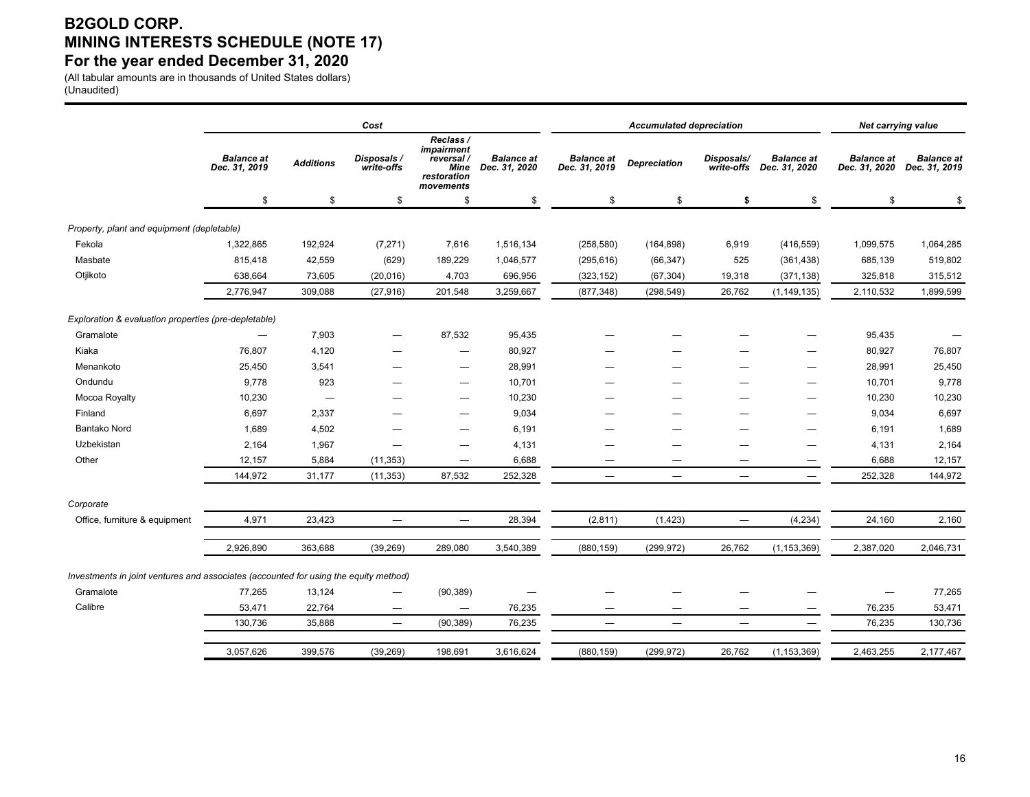# B2GOLD CORP.
# MINING INTERESTS SCHEDULE (NOTE 17)
# For the year ended December 31, 2020

(All tabular amounts are in thousands of United States dollars)
(Unaudited)

| | Cost | | | | | Accumulated depreciation | | | | Net carrying value | |
|---|---|---|---|---|---|---|---|---|---|---|---|
| | Balance at Dec. 31, 2019 | Additions | Disposals / write-offs | Reclass / impairment reversal / Mine restoration movements | Balance at Dec. 31, 2020 | Balance at Dec. 31, 2019 | Depreciation | Disposals/ write-offs | Balance at Dec. 31, 2020 | Balance at Dec. 31, 2020 | Balance at Dec. 31, 2019 |
| | $ | $ | $ | $ | $ | $ | $ | $ | $ | $ | $ |
| *Property, plant and equipment (depletable)* | | | | | | | | | | | |
| Fekola | 1,322,865 | 192,924 | (7,271) | 7,616 | 1,516,134 | (258,580) | (164,898) | 6,919 | (416,559) | 1,099,575 | 1,064,285 |
| Masbate | 815,418 | 42,559 | (629) | 189,229 | 1,046,577 | (295,616) | (66,347) | 525 | (361,438) | 685,139 | 519,802 |
| Otjikoto | 638,664 | 73,605 | (20,016) | 4,703 | 696,956 | (323,152) | (67,304) | 19,318 | (371,138) | 325,818 | 315,512 |
| | 2,776,947 | 309,088 | (27,916) | 201,548 | 3,259,667 | (877,348) | (298,549) | 26,762 | (1,149,135) | 2,110,532 | 1,899,599 |
| *Exploration & evaluation properties (pre-depletable)* | | | | | | | | | | | |
| Gramalote | — | 7,903 | — | 87,532 | 95,435 | — | — | — | — | 95,435 | — |
| Kiaka | 76,807 | 4,120 | — | — | 80,927 | — | — | — | — | 80,927 | 76,807 |
| Menankoto | 25,450 | 3,541 | — | — | 28,991 | — | — | — | — | 28,991 | 25,450 |
| Ondundu | 9,778 | 923 | — | — | 10,701 | — | — | — | — | 10,701 | 9,778 |
| Mocoa Royalty | 10,230 | — | — | — | 10,230 | — | — | — | — | 10,230 | 10,230 |
| Finland | 6,697 | 2,337 | — | — | 9,034 | — | — | — | — | 9,034 | 6,697 |
| Bantako Nord | 1,689 | 4,502 | — | — | 6,191 | — | — | — | — | 6,191 | 1,689 |
| Uzbekistan | 2,164 | 1,967 | — | — | 4,131 | — | — | — | — | 4,131 | 2,164 |
| Other | 12,157 | 5,884 | (11,353) | — | 6,688 | — | — | — | — | 6,688 | 12,157 |
| | 144,972 | 31,177 | (11,353) | 87,532 | 252,328 | — | — | — | — | 252,328 | 144,972 |
| *Corporate* | | | | | | | | | | | |
| Office, furniture & equipment | 4,971 | 23,423 | — | — | 28,394 | (2,811) | (1,423) | — | (4,234) | 24,160 | 2,160 |
| | 2,926,890 | 363,688 | (39,269) | 289,080 | 3,540,389 | (880,159) | (299,972) | 26,762 | (1,153,369) | 2,387,020 | 2,046,731 |
| *Investments in joint ventures and associates (accounted for using the equity method)* | | | | | | | | | | | |
| Gramalote | 77,265 | 13,124 | — | (90,389) | — | — | — | — | — | — | 77,265 |
| Calibre | 53,471 | 22,764 | — | — | 76,235 | — | — | — | — | 76,235 | 53,471 |
| | 130,736 | 35,888 | — | (90,389) | 76,235 | — | — | — | — | 76,235 | 130,736 |
| | 3,057,626 | 399,576 | (39,269) | 198,691 | 3,616,624 | (880,159) | (299,972) | 26,762 | (1,153,369) | 2,463,255 | 2,177,467 |